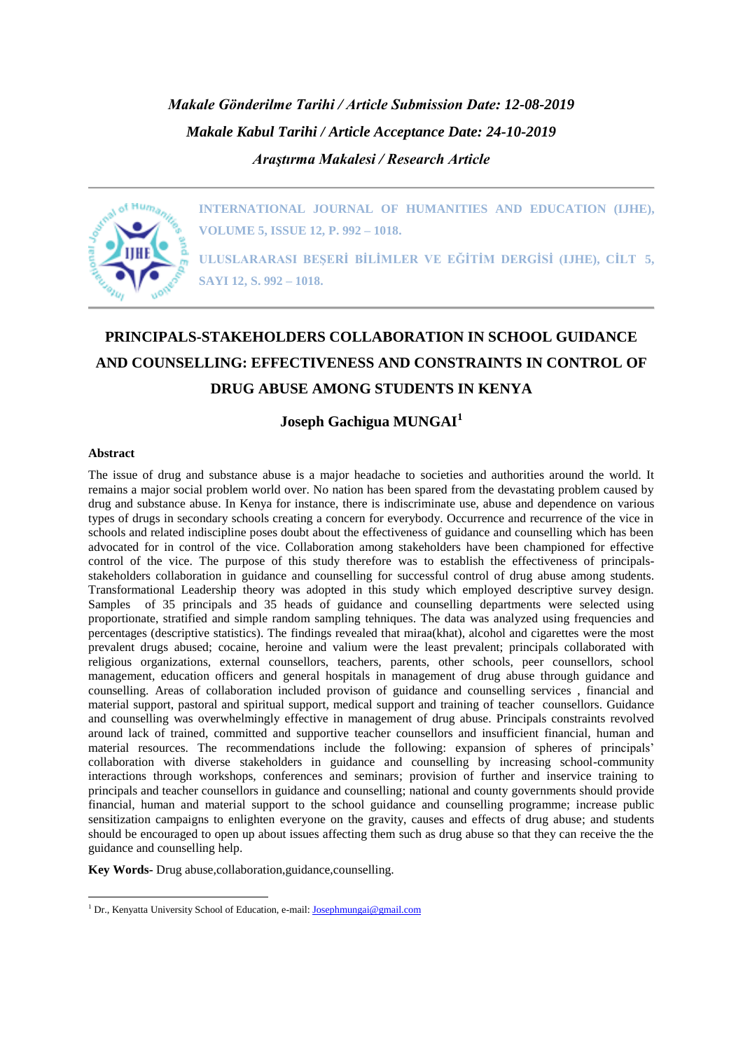*Makale Gönderilme Tarihi / Article Submission Date: 12-08-2019*

*Makale Kabul Tarihi / Article Acceptance Date: 24-10-2019*

*Araştırma Makalesi / Research Article*

**INTERNATIONAL JOURNAL OF HUMANITIES AND EDUCATION (IJHE), VOLUME 5, ISSUE 12, P. 992 – 1018.**

**ULUSLARARASI BEŞERİ BİLİMLER VE EĞİTİM DERGİSİ (IJHE), CİLT 5, SAYI 12, S. 992 – 1018.**

# PRINCIPALS-STAKEHOLDERS COLLABORATION IN SCHOOL GUIDANCE AND COUNSELLING: EFFECTIVENESS AND CONSTRAINTS IN CONTROL OF DRUG ABUSE AMONG STUDENTS IN KENYA

**Joseph Gachigua MUNGAI[1]**

**Abstract**

The issue of drug and substance abuse is a major headache to societies and authorities around the world. It remains a major social problem world over. No nation has been spared from the devastating problem caused by drug and substance abuse. In Kenya for instance, there is indiscriminate use, abuse and dependence on various types of drugs in secondary schools creating a concern for everybody. Occurrence and recurrence of the vice in schools and related indiscipline poses doubt about the effectiveness of guidance and counselling which has been advocated for in control of the vice. Collaboration among stakeholders have been championed for effective control of the vice. The purpose of this study therefore was to establish the effectiveness of principals-stakeholders collaboration in guidance and counselling for successful control of drug abuse among students. Transformational Leadership theory was adopted in this study which employed descriptive survey design. Samples of 35 principals and 35 heads of guidance and counselling departments were selected using proportionate, stratified and simple random sampling tehniques. The data was analyzed using frequencies and percentages (descriptive statistics). The findings revealed that miraa(khat), alcohol and cigarettes were the most prevalent drugs abused; cocaine, heroine and valium were the least prevalent; principals collaborated with religious organizations, external counsellors, teachers, parents, other schools, peer counsellors, school management, education officers and general hospitals in management of drug abuse through guidance and counselling. Areas of collaboration included provison of guidance and counselling services , financial and material support, pastoral and spiritual support, medical support and training of teacher counsellors. Guidance and counselling was overwhelmingly effective in management of drug abuse. Principals constraints revolved around lack of trained, committed and supportive teacher counsellors and insufficient financial, human and material resources. The recommendations include the following: expansion of spheres of principals' collaboration with diverse stakeholders in guidance and counselling by increasing school-community interactions through workshops, conferences and seminars; provision of further and inservice training to principals and teacher counsellors in guidance and counselling; national and county governments should provide financial, human and material support to the school guidance and counselling programme; increase public sensitization campaigns to enlighten everyone on the gravity, causes and effects of drug abuse; and students should be encouraged to open up about issues affecting them such as drug abuse so that they can receive the the guidance and counselling help.

**Key Words-** Drug abuse,collaboration,guidance,counselling.

---

[1] Dr., Kenyatta University School of Education, e-mail: Josephmungai@gmail.com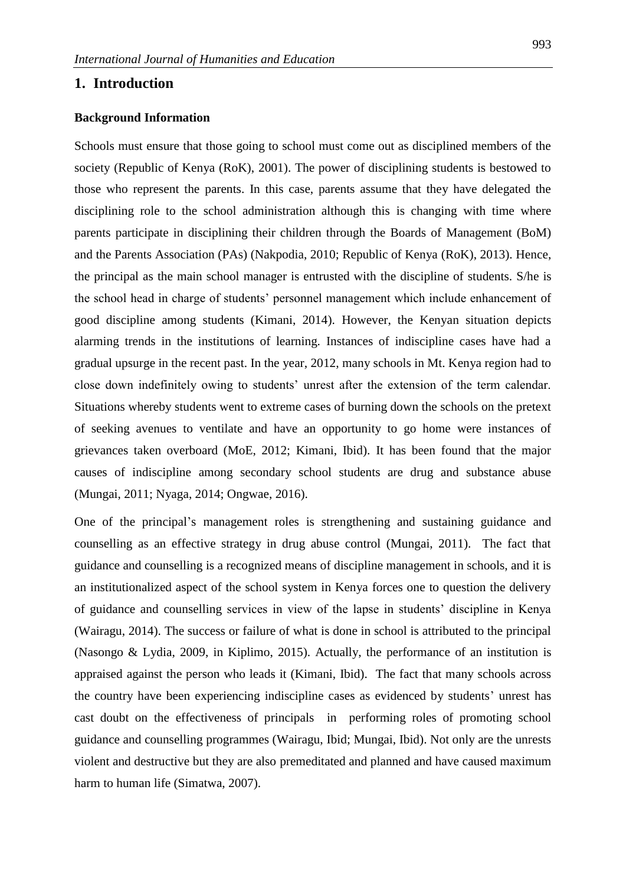## 1. Introduction

### Background Information

Schools must ensure that those going to school must come out as disciplined members of the society (Republic of Kenya (RoK), 2001). The power of disciplining students is bestowed to those who represent the parents. In this case, parents assume that they have delegated the disciplining role to the school administration although this is changing with time where parents participate in disciplining their children through the Boards of Management (BoM) and the Parents Association (PAs) (Nakpodia, 2010; Republic of Kenya (RoK), 2013). Hence, the principal as the main school manager is entrusted with the discipline of students. S/he is the school head in charge of students' personnel management which include enhancement of good discipline among students (Kimani, 2014). However, the Kenyan situation depicts alarming trends in the institutions of learning. Instances of indiscipline cases have had a gradual upsurge in the recent past. In the year, 2012, many schools in Mt. Kenya region had to close down indefinitely owing to students' unrest after the extension of the term calendar. Situations whereby students went to extreme cases of burning down the schools on the pretext of seeking avenues to ventilate and have an opportunity to go home were instances of grievances taken overboard (MoE, 2012; Kimani, Ibid). It has been found that the major causes of indiscipline among secondary school students are drug and substance abuse (Mungai, 2011; Nyaga, 2014; Ongwae, 2016).

One of the principal's management roles is strengthening and sustaining guidance and counselling as an effective strategy in drug abuse control (Mungai, 2011). The fact that guidance and counselling is a recognized means of discipline management in schools, and it is an institutionalized aspect of the school system in Kenya forces one to question the delivery of guidance and counselling services in view of the lapse in students' discipline in Kenya (Wairagu, 2014). The success or failure of what is done in school is attributed to the principal (Nasongo & Lydia, 2009, in Kiplimo, 2015). Actually, the performance of an institution is appraised against the person who leads it (Kimani, Ibid). The fact that many schools across the country have been experiencing indiscipline cases as evidenced by students' unrest has cast doubt on the effectiveness of principals in performing roles of promoting school guidance and counselling programmes (Wairagu, Ibid; Mungai, Ibid). Not only are the unrests violent and destructive but they are also premeditated and planned and have caused maximum harm to human life (Simatwa, 2007).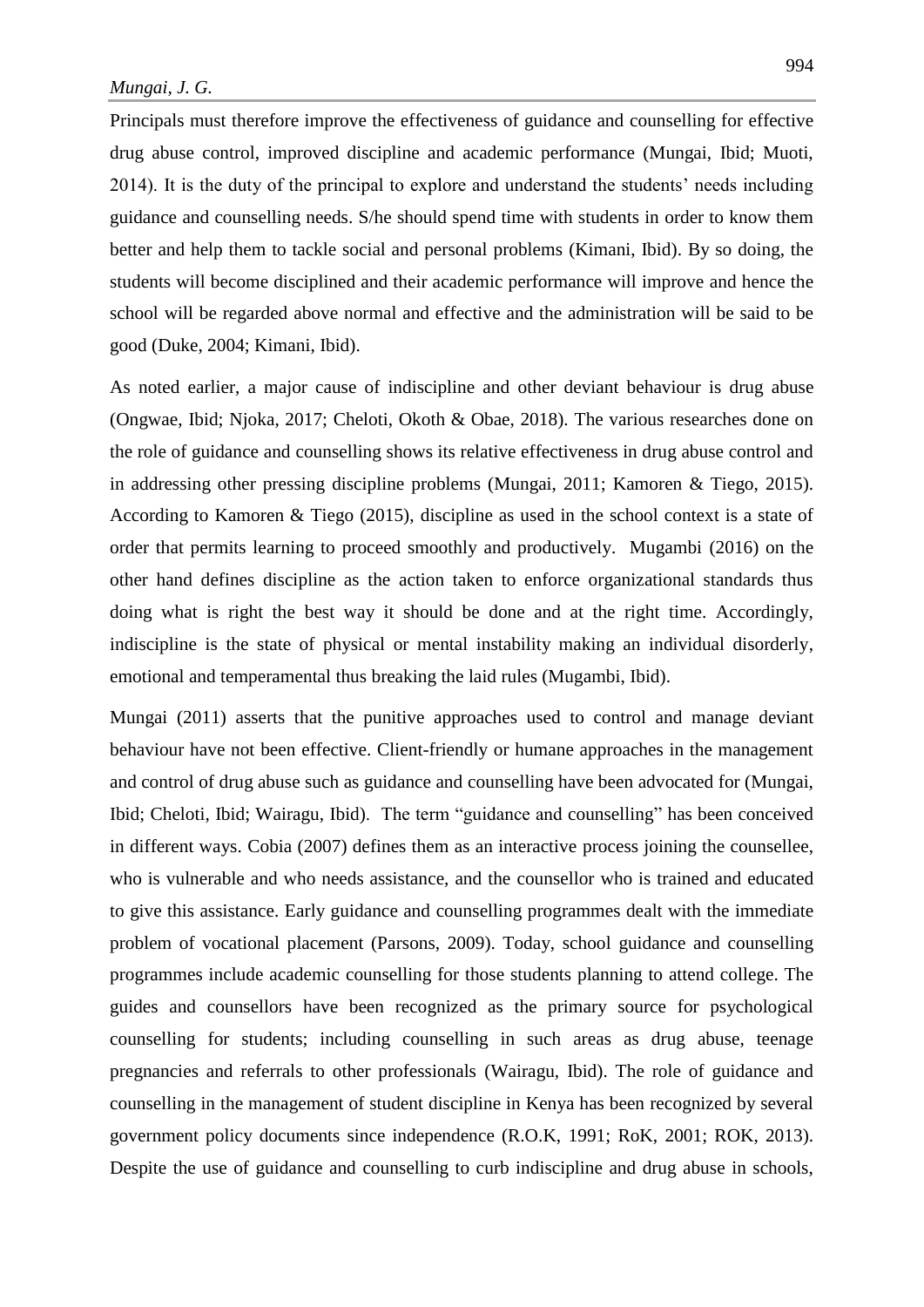Principals must therefore improve the effectiveness of guidance and counselling for effective drug abuse control, improved discipline and academic performance (Mungai, Ibid; Muoti, 2014). It is the duty of the principal to explore and understand the students' needs including guidance and counselling needs. S/he should spend time with students in order to know them better and help them to tackle social and personal problems (Kimani, Ibid). By so doing, the students will become disciplined and their academic performance will improve and hence the school will be regarded above normal and effective and the administration will be said to be good (Duke, 2004; Kimani, Ibid).

As noted earlier, a major cause of indiscipline and other deviant behaviour is drug abuse (Ongwae, Ibid; Njoka, 2017; Cheloti, Okoth & Obae, 2018). The various researches done on the role of guidance and counselling shows its relative effectiveness in drug abuse control and in addressing other pressing discipline problems (Mungai, 2011; Kamoren & Tiego, 2015). According to Kamoren & Tiego (2015), discipline as used in the school context is a state of order that permits learning to proceed smoothly and productively. Mugambi (2016) on the other hand defines discipline as the action taken to enforce organizational standards thus doing what is right the best way it should be done and at the right time. Accordingly, indiscipline is the state of physical or mental instability making an individual disorderly, emotional and temperamental thus breaking the laid rules (Mugambi, Ibid).

Mungai (2011) asserts that the punitive approaches used to control and manage deviant behaviour have not been effective. Client-friendly or humane approaches in the management and control of drug abuse such as guidance and counselling have been advocated for (Mungai, Ibid; Cheloti, Ibid; Wairagu, Ibid). The term "guidance and counselling" has been conceived in different ways. Cobia (2007) defines them as an interactive process joining the counsellee, who is vulnerable and who needs assistance, and the counsellor who is trained and educated to give this assistance. Early guidance and counselling programmes dealt with the immediate problem of vocational placement (Parsons, 2009). Today, school guidance and counselling programmes include academic counselling for those students planning to attend college. The guides and counsellors have been recognized as the primary source for psychological counselling for students; including counselling in such areas as drug abuse, teenage pregnancies and referrals to other professionals (Wairagu, Ibid). The role of guidance and counselling in the management of student discipline in Kenya has been recognized by several government policy documents since independence (R.O.K, 1991; RoK, 2001; ROK, 2013). Despite the use of guidance and counselling to curb indiscipline and drug abuse in schools,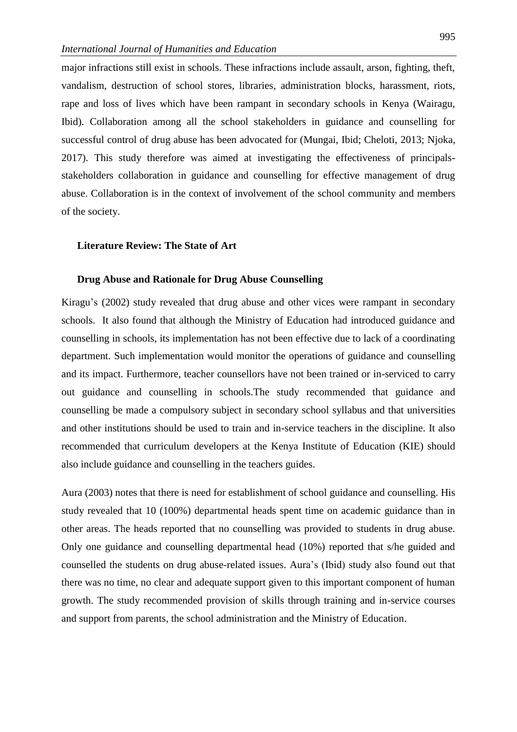major infractions still exist in schools. These infractions include assault, arson, fighting, theft, vandalism, destruction of school stores, libraries, administration blocks, harassment, riots, rape and loss of lives which have been rampant in secondary schools in Kenya (Wairagu, Ibid). Collaboration among all the school stakeholders in guidance and counselling for successful control of drug abuse has been advocated for (Mungai, Ibid; Cheloti, 2013; Njoka, 2017). This study therefore was aimed at investigating the effectiveness of principals-stakeholders collaboration in guidance and counselling for effective management of drug abuse. Collaboration is in the context of involvement of the school community and members of the society.

## Literature Review: The State of Art

### Drug Abuse and Rationale for Drug Abuse Counselling

Kiragu's (2002) study revealed that drug abuse and other vices were rampant in secondary schools. It also found that although the Ministry of Education had introduced guidance and counselling in schools, its implementation has not been effective due to lack of a coordinating department. Such implementation would monitor the operations of guidance and counselling and its impact. Furthermore, teacher counsellors have not been trained or in-serviced to carry out guidance and counselling in schools.The study recommended that guidance and counselling be made a compulsory subject in secondary school syllabus and that universities and other institutions should be used to train and in-service teachers in the discipline. It also recommended that curriculum developers at the Kenya Institute of Education (KIE) should also include guidance and counselling in the teachers guides.

Aura (2003) notes that there is need for establishment of school guidance and counselling. His study revealed that 10 (100%) departmental heads spent time on academic guidance than in other areas. The heads reported that no counselling was provided to students in drug abuse. Only one guidance and counselling departmental head (10%) reported that s/he guided and counselled the students on drug abuse-related issues. Aura's (Ibid) study also found out that there was no time, no clear and adequate support given to this important component of human growth. The study recommended provision of skills through training and in-service courses and support from parents, the school administration and the Ministry of Education.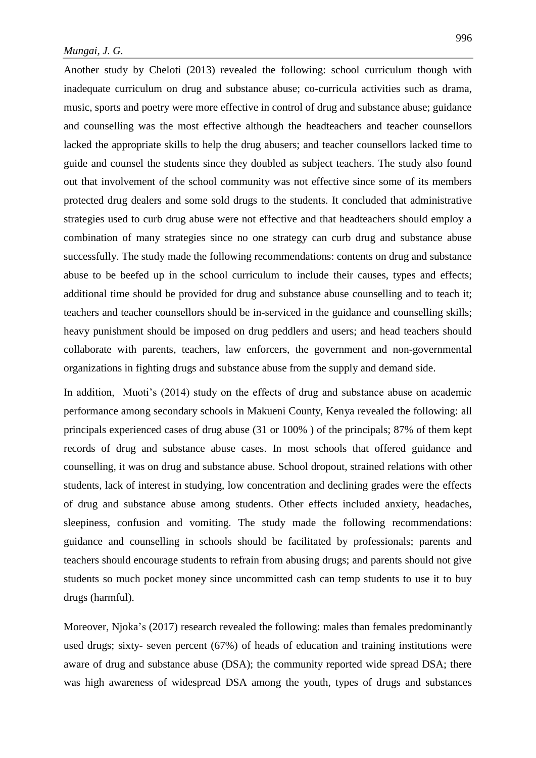Another study by Cheloti (2013) revealed the following: school curriculum though with inadequate curriculum on drug and substance abuse; co-curricula activities such as drama, music, sports and poetry were more effective in control of drug and substance abuse; guidance and counselling was the most effective although the headteachers and teacher counsellors lacked the appropriate skills to help the drug abusers; and teacher counsellors lacked time to guide and counsel the students since they doubled as subject teachers. The study also found out that involvement of the school community was not effective since some of its members protected drug dealers and some sold drugs to the students. It concluded that administrative strategies used to curb drug abuse were not effective and that headteachers should employ a combination of many strategies since no one strategy can curb drug and substance abuse successfully. The study made the following recommendations: contents on drug and substance abuse to be beefed up in the school curriculum to include their causes, types and effects; additional time should be provided for drug and substance abuse counselling and to teach it; teachers and teacher counsellors should be in-serviced in the guidance and counselling skills; heavy punishment should be imposed on drug peddlers and users; and head teachers should collaborate with parents, teachers, law enforcers, the government and non-governmental organizations in fighting drugs and substance abuse from the supply and demand side.

In addition, Muoti's (2014) study on the effects of drug and substance abuse on academic performance among secondary schools in Makueni County, Kenya revealed the following: all principals experienced cases of drug abuse (31 or 100% ) of the principals; 87% of them kept records of drug and substance abuse cases. In most schools that offered guidance and counselling, it was on drug and substance abuse. School dropout, strained relations with other students, lack of interest in studying, low concentration and declining grades were the effects of drug and substance abuse among students. Other effects included anxiety, headaches, sleepiness, confusion and vomiting. The study made the following recommendations: guidance and counselling in schools should be facilitated by professionals; parents and teachers should encourage students to refrain from abusing drugs; and parents should not give students so much pocket money since uncommitted cash can temp students to use it to buy drugs (harmful).

Moreover, Njoka's (2017) research revealed the following: males than females predominantly used drugs; sixty- seven percent (67%) of heads of education and training institutions were aware of drug and substance abuse (DSA); the community reported wide spread DSA; there was high awareness of widespread DSA among the youth, types of drugs and substances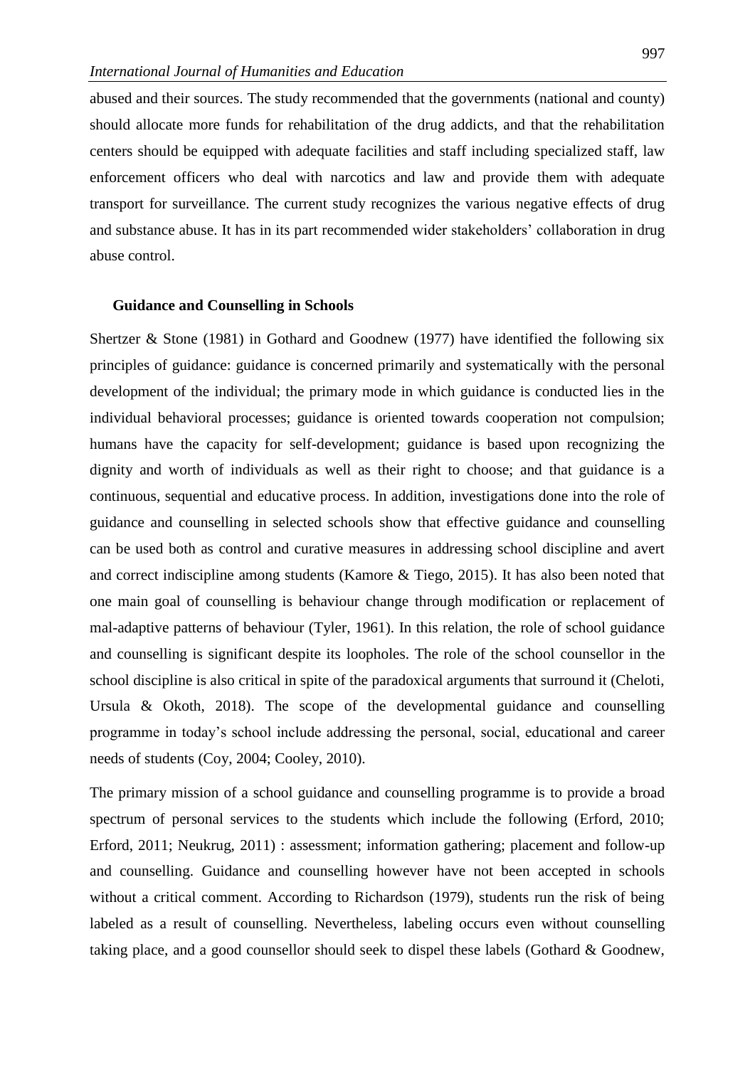abused and their sources. The study recommended that the governments (national and county) should allocate more funds for rehabilitation of the drug addicts, and that the rehabilitation centers should be equipped with adequate facilities and staff including specialized staff, law enforcement officers who deal with narcotics and law and provide them with adequate transport for surveillance. The current study recognizes the various negative effects of drug and substance abuse. It has in its part recommended wider stakeholders' collaboration in drug abuse control.

## Guidance and Counselling in Schools

Shertzer & Stone (1981) in Gothard and Goodnew (1977) have identified the following six principles of guidance: guidance is concerned primarily and systematically with the personal development of the individual; the primary mode in which guidance is conducted lies in the individual behavioral processes; guidance is oriented towards cooperation not compulsion; humans have the capacity for self-development; guidance is based upon recognizing the dignity and worth of individuals as well as their right to choose; and that guidance is a continuous, sequential and educative process. In addition, investigations done into the role of guidance and counselling in selected schools show that effective guidance and counselling can be used both as control and curative measures in addressing school discipline and avert and correct indiscipline among students (Kamore & Tiego, 2015). It has also been noted that one main goal of counselling is behaviour change through modification or replacement of mal-adaptive patterns of behaviour (Tyler, 1961). In this relation, the role of school guidance and counselling is significant despite its loopholes. The role of the school counsellor in the school discipline is also critical in spite of the paradoxical arguments that surround it (Cheloti, Ursula & Okoth, 2018). The scope of the developmental guidance and counselling programme in today's school include addressing the personal, social, educational and career needs of students (Coy, 2004; Cooley, 2010).

The primary mission of a school guidance and counselling programme is to provide a broad spectrum of personal services to the students which include the following (Erford, 2010; Erford, 2011; Neukrug, 2011) : assessment; information gathering; placement and follow-up and counselling. Guidance and counselling however have not been accepted in schools without a critical comment. According to Richardson (1979), students run the risk of being labeled as a result of counselling. Nevertheless, labeling occurs even without counselling taking place, and a good counsellor should seek to dispel these labels (Gothard & Goodnew,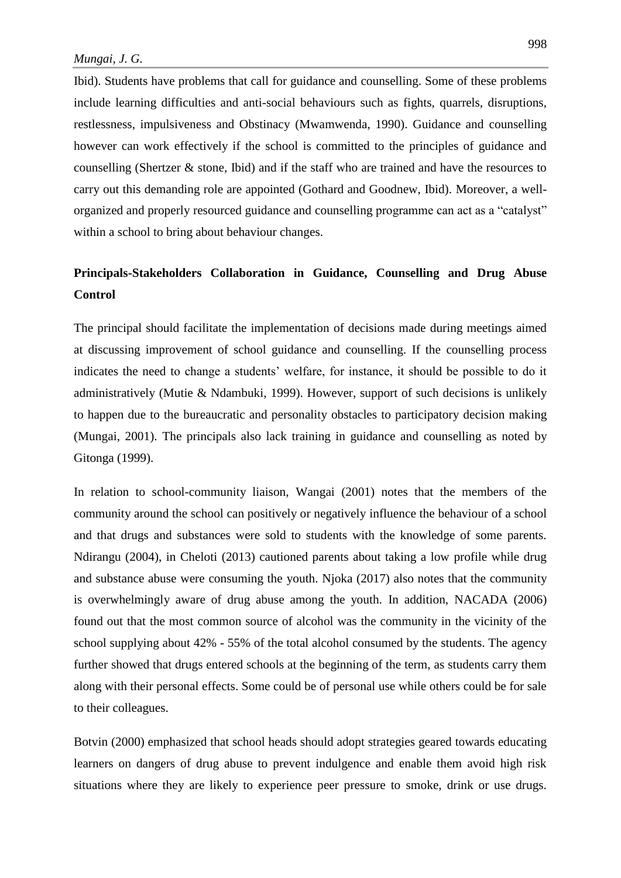Ibid). Students have problems that call for guidance and counselling. Some of these problems include learning difficulties and anti-social behaviours such as fights, quarrels, disruptions, restlessness, impulsiveness and Obstinacy (Mwamwenda, 1990). Guidance and counselling however can work effectively if the school is committed to the principles of guidance and counselling (Shertzer & stone, Ibid) and if the staff who are trained and have the resources to carry out this demanding role are appointed (Gothard and Goodnew, Ibid). Moreover, a well-organized and properly resourced guidance and counselling programme can act as a "catalyst" within a school to bring about behaviour changes.

## Principals-Stakeholders Collaboration in Guidance, Counselling and Drug Abuse Control

The principal should facilitate the implementation of decisions made during meetings aimed at discussing improvement of school guidance and counselling. If the counselling process indicates the need to change a students' welfare, for instance, it should be possible to do it administratively (Mutie & Ndambuki, 1999). However, support of such decisions is unlikely to happen due to the bureaucratic and personality obstacles to participatory decision making (Mungai, 2001). The principals also lack training in guidance and counselling as noted by Gitonga (1999).

In relation to school-community liaison, Wangai (2001) notes that the members of the community around the school can positively or negatively influence the behaviour of a school and that drugs and substances were sold to students with the knowledge of some parents. Ndirangu (2004), in Cheloti (2013) cautioned parents about taking a low profile while drug and substance abuse were consuming the youth. Njoka (2017) also notes that the community is overwhelmingly aware of drug abuse among the youth. In addition, NACADA (2006) found out that the most common source of alcohol was the community in the vicinity of the school supplying about 42% - 55% of the total alcohol consumed by the students. The agency further showed that drugs entered schools at the beginning of the term, as students carry them along with their personal effects. Some could be of personal use while others could be for sale to their colleagues.

Botvin (2000) emphasized that school heads should adopt strategies geared towards educating learners on dangers of drug abuse to prevent indulgence and enable them avoid high risk situations where they are likely to experience peer pressure to smoke, drink or use drugs.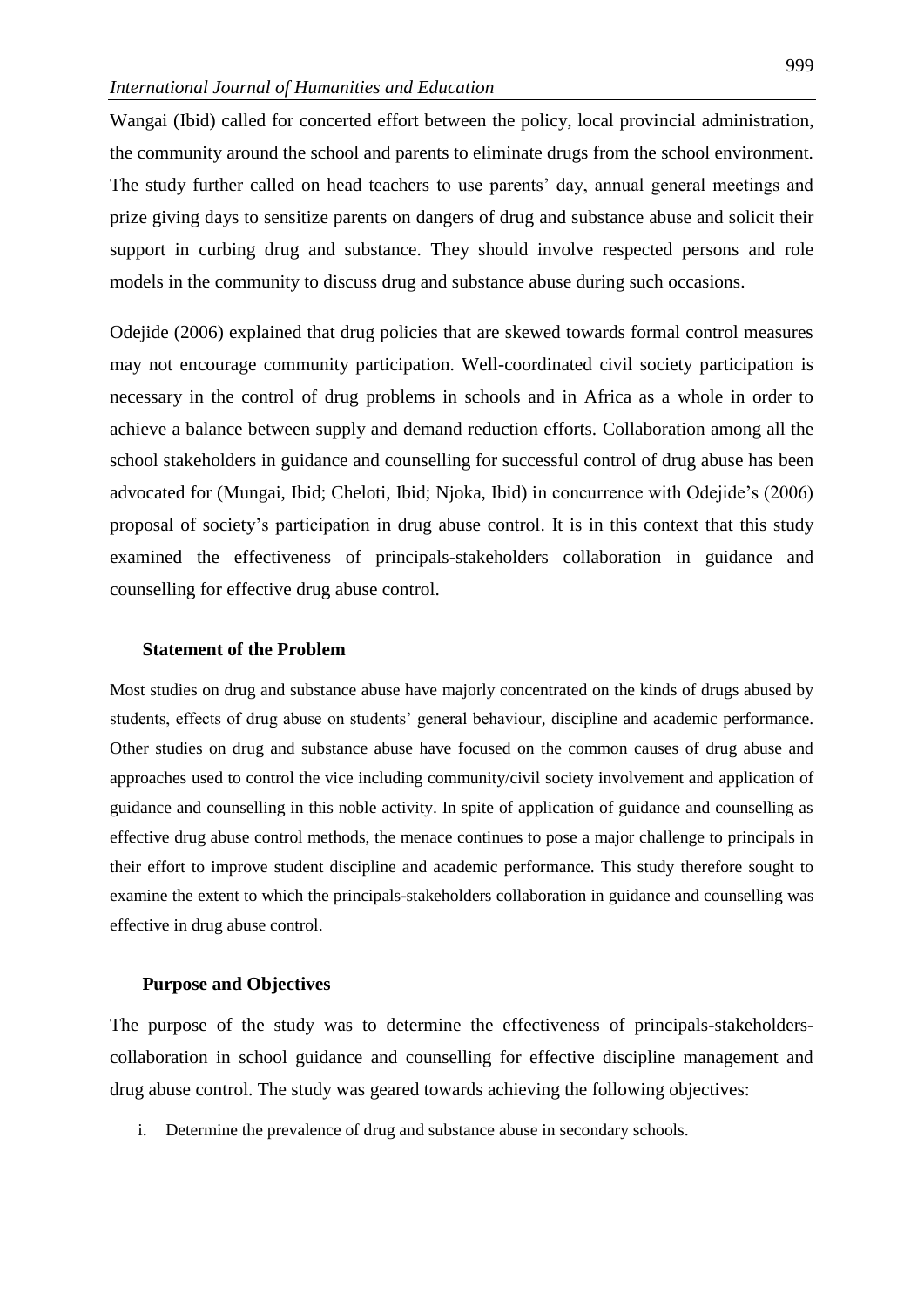Wangai (Ibid) called for concerted effort between the policy, local provincial administration, the community around the school and parents to eliminate drugs from the school environment. The study further called on head teachers to use parents' day, annual general meetings and prize giving days to sensitize parents on dangers of drug and substance abuse and solicit their support in curbing drug and substance. They should involve respected persons and role models in the community to discuss drug and substance abuse during such occasions.

Odejide (2006) explained that drug policies that are skewed towards formal control measures may not encourage community participation. Well-coordinated civil society participation is necessary in the control of drug problems in schools and in Africa as a whole in order to achieve a balance between supply and demand reduction efforts. Collaboration among all the school stakeholders in guidance and counselling for successful control of drug abuse has been advocated for (Mungai, Ibid; Cheloti, Ibid; Njoka, Ibid) in concurrence with Odejide's (2006) proposal of society's participation in drug abuse control. It is in this context that this study examined the effectiveness of principals-stakeholders collaboration in guidance and counselling for effective drug abuse control.

### Statement of the Problem

Most studies on drug and substance abuse have majorly concentrated on the kinds of drugs abused by students, effects of drug abuse on students' general behaviour, discipline and academic performance. Other studies on drug and substance abuse have focused on the common causes of drug abuse and approaches used to control the vice including community/civil society involvement and application of guidance and counselling in this noble activity. In spite of application of guidance and counselling as effective drug abuse control methods, the menace continues to pose a major challenge to principals in their effort to improve student discipline and academic performance. This study therefore sought to examine the extent to which the principals-stakeholders collaboration in guidance and counselling was effective in drug abuse control.

### Purpose and Objectives

The purpose of the study was to determine the effectiveness of principals-stakeholders-collaboration in school guidance and counselling for effective discipline management and drug abuse control. The study was geared towards achieving the following objectives:

i. Determine the prevalence of drug and substance abuse in secondary schools.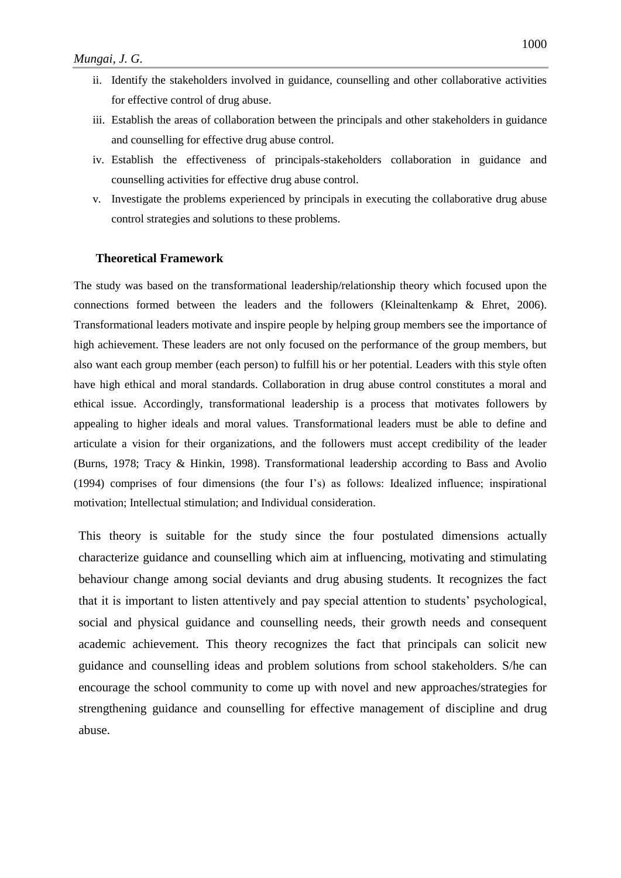ii. Identify the stakeholders involved in guidance, counselling and other collaborative activities for effective control of drug abuse.
iii. Establish the areas of collaboration between the principals and other stakeholders in guidance and counselling for effective drug abuse control.
iv. Establish the effectiveness of principals-stakeholders collaboration in guidance and counselling activities for effective drug abuse control.
v. Investigate the problems experienced by principals in executing the collaborative drug abuse control strategies and solutions to these problems.

## Theoretical Framework

The study was based on the transformational leadership/relationship theory which focused upon the connections formed between the leaders and the followers (Kleinaltenkamp & Ehret, 2006). Transformational leaders motivate and inspire people by helping group members see the importance of high achievement. These leaders are not only focused on the performance of the group members, but also want each group member (each person) to fulfill his or her potential. Leaders with this style often have high ethical and moral standards. Collaboration in drug abuse control constitutes a moral and ethical issue. Accordingly, transformational leadership is a process that motivates followers by appealing to higher ideals and moral values. Transformational leaders must be able to define and articulate a vision for their organizations, and the followers must accept credibility of the leader (Burns, 1978; Tracy & Hinkin, 1998). Transformational leadership according to Bass and Avolio (1994) comprises of four dimensions (the four I's) as follows: Idealized influence; inspirational motivation; Intellectual stimulation; and Individual consideration.

This theory is suitable for the study since the four postulated dimensions actually characterize guidance and counselling which aim at influencing, motivating and stimulating behaviour change among social deviants and drug abusing students. It recognizes the fact that it is important to listen attentively and pay special attention to students' psychological, social and physical guidance and counselling needs, their growth needs and consequent academic achievement. This theory recognizes the fact that principals can solicit new guidance and counselling ideas and problem solutions from school stakeholders. S/he can encourage the school community to come up with novel and new approaches/strategies for strengthening guidance and counselling for effective management of discipline and drug abuse.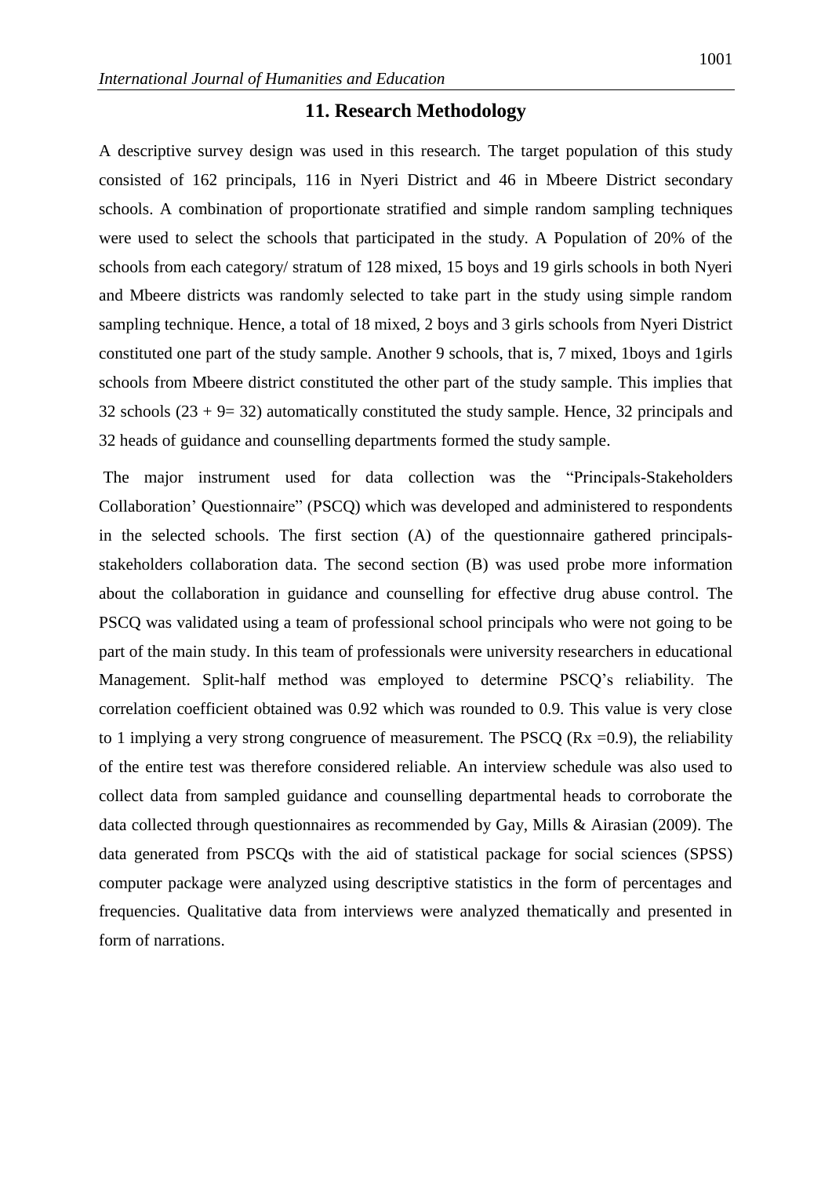## 11. Research Methodology

A descriptive survey design was used in this research. The target population of this study consisted of 162 principals, 116 in Nyeri District and 46 in Mbeere District secondary schools. A combination of proportionate stratified and simple random sampling techniques were used to select the schools that participated in the study. A Population of 20% of the schools from each category/ stratum of 128 mixed, 15 boys and 19 girls schools in both Nyeri and Mbeere districts was randomly selected to take part in the study using simple random sampling technique. Hence, a total of 18 mixed, 2 boys and 3 girls schools from Nyeri District constituted one part of the study sample. Another 9 schools, that is, 7 mixed, 1boys and 1girls schools from Mbeere district constituted the other part of the study sample. This implies that 32 schools (23 + 9= 32) automatically constituted the study sample. Hence, 32 principals and 32 heads of guidance and counselling departments formed the study sample.

The major instrument used for data collection was the "Principals-Stakeholders Collaboration' Questionnaire" (PSCQ) which was developed and administered to respondents in the selected schools. The first section (A) of the questionnaire gathered principals-stakeholders collaboration data. The second section (B) was used probe more information about the collaboration in guidance and counselling for effective drug abuse control. The PSCQ was validated using a team of professional school principals who were not going to be part of the main study. In this team of professionals were university researchers in educational Management. Split-half method was employed to determine PSCQ's reliability. The correlation coefficient obtained was 0.92 which was rounded to 0.9. This value is very close to 1 implying a very strong congruence of measurement. The PSCQ ($Rx = 0.9$), the reliability of the entire test was therefore considered reliable. An interview schedule was also used to collect data from sampled guidance and counselling departmental heads to corroborate the data collected through questionnaires as recommended by Gay, Mills & Airasian (2009). The data generated from PSCQs with the aid of statistical package for social sciences (SPSS) computer package were analyzed using descriptive statistics in the form of percentages and frequencies. Qualitative data from interviews were analyzed thematically and presented in form of narrations.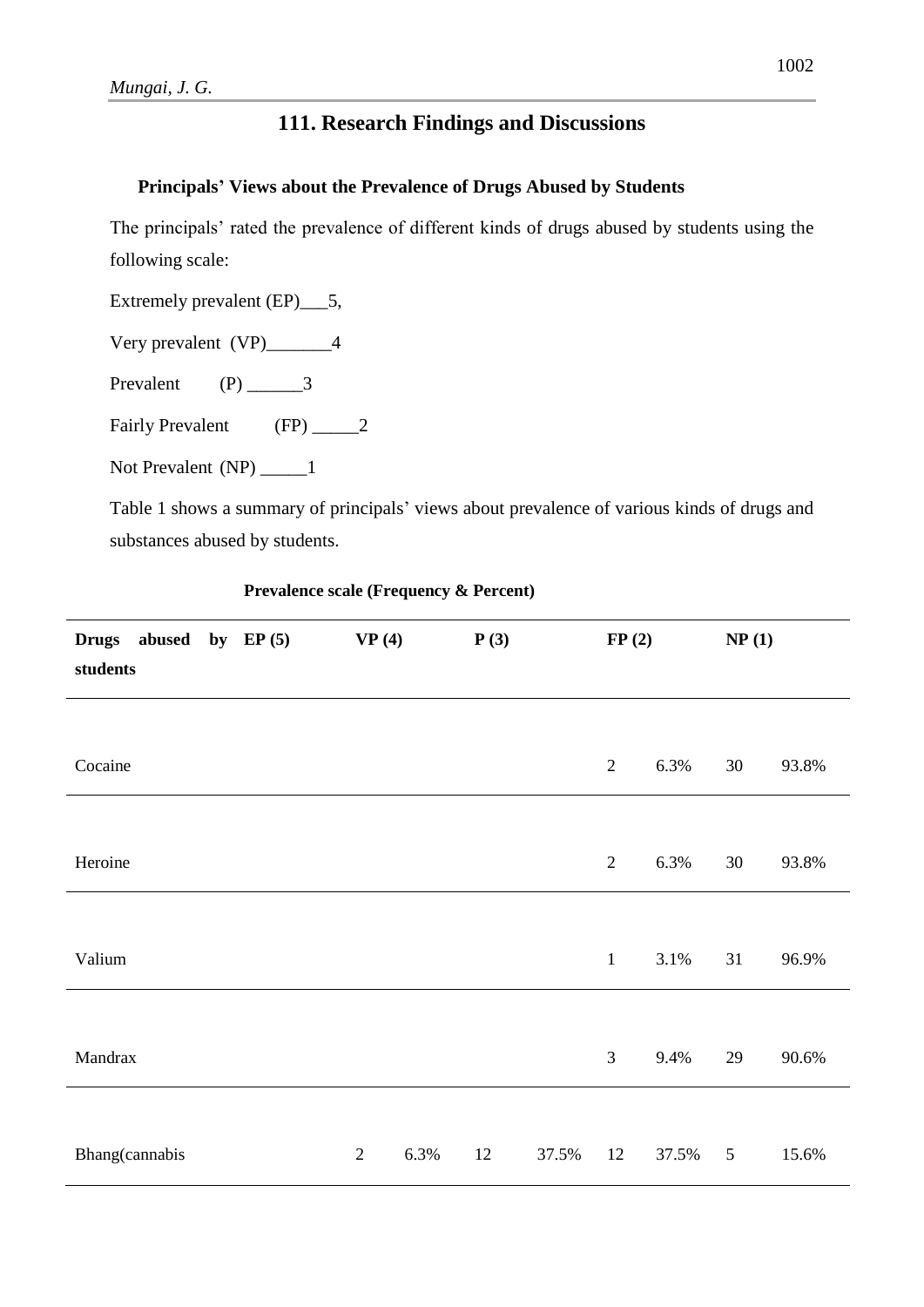## 111. Research Findings and Discussions

### Principals' Views about the Prevalence of Drugs Abused by Students

The principals' rated the prevalence of different kinds of drugs abused by students using the following scale:

Extremely prevalent (EP)___5,

Very prevalent (VP)_______4

Prevalent (P) ______3

Fairly Prevalent (FP) _____2

Not Prevalent (NP) _____1

Table 1 shows a summary of principals' views about prevalence of various kinds of drugs and substances abused by students.

**Prevalence scale (Frequency & Percent)**

| Drugs abused by students | EP (5) | | VP (4) | | P (3) | | FP (2) | | NP (1) | |
|---|---|---|---|---|---|---|---|---|---|---|
| Cocaine | | | | | | | 2 | 6.3% | 30 | 93.8% |
| Heroine | | | | | | | 2 | 6.3% | 30 | 93.8% |
| Valium | | | | | | | 1 | 3.1% | 31 | 96.9% |
| Mandrax | | | | | | | 3 | 9.4% | 29 | 90.6% |
| Bhang(cannabis | | | 2 | 6.3% | 12 | 37.5% | 12 | 37.5% | 5 | 15.6% |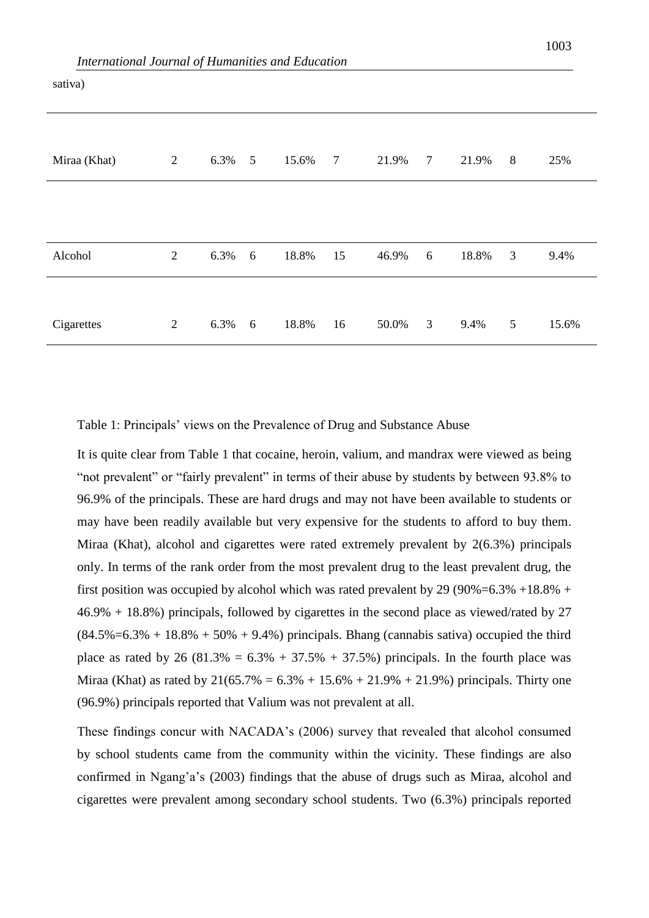| sativa) | | | | | | | | | | |
|---|---|---|---|---|---|---|---|---|---|---|
| Miraa (Khat) | 2 | 6.3% | 5 | 15.6% | 7 | 21.9% | 7 | 21.9% | 8 | 25% |
| Alcohol | 2 | 6.3% | 6 | 18.8% | 15 | 46.9% | 6 | 18.8% | 3 | 9.4% |
| Cigarettes | 2 | 6.3% | 6 | 18.8% | 16 | 50.0% | 3 | 9.4% | 5 | 15.6% |

Table 1: Principals' views on the Prevalence of Drug and Substance Abuse

It is quite clear from Table 1 that cocaine, heroin, valium, and mandrax were viewed as being "not prevalent" or "fairly prevalent" in terms of their abuse by students by between 93.8% to 96.9% of the principals. These are hard drugs and may not have been available to students or may have been readily available but very expensive for the students to afford to buy them. Miraa (Khat), alcohol and cigarettes were rated extremely prevalent by 2(6.3%) principals only. In terms of the rank order from the most prevalent drug to the least prevalent drug, the first position was occupied by alcohol which was rated prevalent by 29 (90%=6.3% +18.8% + 46.9% + 18.8%) principals, followed by cigarettes in the second place as viewed/rated by 27 (84.5%=6.3% + 18.8% + 50% + 9.4%) principals. Bhang (cannabis sativa) occupied the third place as rated by 26 (81.3% = 6.3% + 37.5% + 37.5%) principals. In the fourth place was Miraa (Khat) as rated by 21(65.7% = 6.3% + 15.6% + 21.9% + 21.9%) principals. Thirty one (96.9%) principals reported that Valium was not prevalent at all.

These findings concur with NACADA's (2006) survey that revealed that alcohol consumed by school students came from the community within the vicinity. These findings are also confirmed in Ngang'a's (2003) findings that the abuse of drugs such as Miraa, alcohol and cigarettes were prevalent among secondary school students. Two (6.3%) principals reported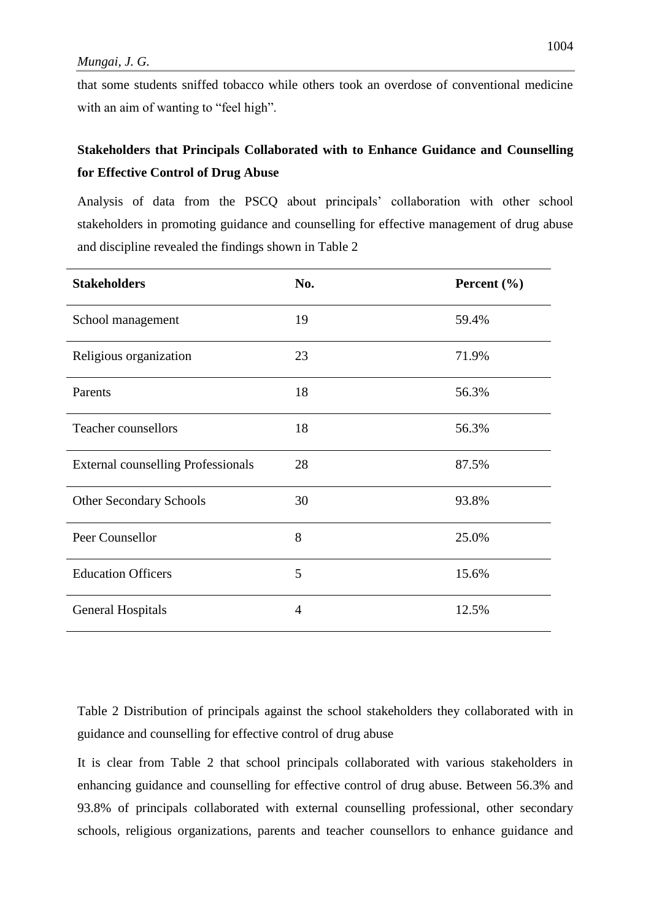that some students sniffed tobacco while others took an overdose of conventional medicine with an aim of wanting to "feel high".

## Stakeholders that Principals Collaborated with to Enhance Guidance and Counselling for Effective Control of Drug Abuse

Analysis of data from the PSCQ about principals' collaboration with other school stakeholders in promoting guidance and counselling for effective management of drug abuse and discipline revealed the findings shown in Table 2

| Stakeholders | No. | Percent (%) |
|---|---|---|
| School management | 19 | 59.4% |
| Religious organization | 23 | 71.9% |
| Parents | 18 | 56.3% |
| Teacher counsellors | 18 | 56.3% |
| External counselling Professionals | 28 | 87.5% |
| Other Secondary Schools | 30 | 93.8% |
| Peer Counsellor | 8 | 25.0% |
| Education Officers | 5 | 15.6% |
| General Hospitals | 4 | 12.5% |

Table 2 Distribution of principals against the school stakeholders they collaborated with in guidance and counselling for effective control of drug abuse

It is clear from Table 2 that school principals collaborated with various stakeholders in enhancing guidance and counselling for effective control of drug abuse. Between 56.3% and 93.8% of principals collaborated with external counselling professional, other secondary schools, religious organizations, parents and teacher counsellors to enhance guidance and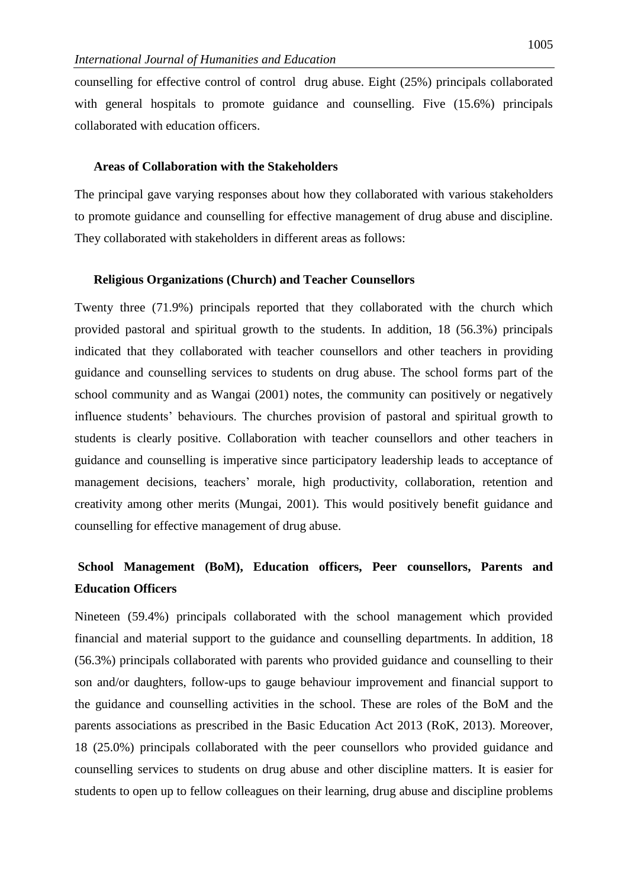counselling for effective control of control  drug abuse. Eight (25%) principals collaborated with general hospitals to promote guidance and counselling. Five (15.6%) principals collaborated with education officers.

### Areas of Collaboration with the Stakeholders

The principal gave varying responses about how they collaborated with various stakeholders to promote guidance and counselling for effective management of drug abuse and discipline. They collaborated with stakeholders in different areas as follows:

### Religious Organizations (Church) and Teacher Counsellors

Twenty three (71.9%) principals reported that they collaborated with the church which provided pastoral and spiritual growth to the students. In addition, 18 (56.3%) principals indicated that they collaborated with teacher counsellors and other teachers in providing guidance and counselling services to students on drug abuse. The school forms part of the school community and as Wangai (2001) notes, the community can positively or negatively influence students' behaviours. The churches provision of pastoral and spiritual growth to students is clearly positive. Collaboration with teacher counsellors and other teachers in guidance and counselling is imperative since participatory leadership leads to acceptance of management decisions, teachers' morale, high productivity, collaboration, retention and creativity among other merits (Mungai, 2001). This would positively benefit guidance and counselling for effective management of drug abuse.

### School Management (BoM), Education officers, Peer counsellors, Parents and Education Officers

Nineteen (59.4%) principals collaborated with the school management which provided financial and material support to the guidance and counselling departments. In addition, 18 (56.3%) principals collaborated with parents who provided guidance and counselling to their son and/or daughters, follow-ups to gauge behaviour improvement and financial support to the guidance and counselling activities in the school. These are roles of the BoM and the parents associations as prescribed in the Basic Education Act 2013 (RoK, 2013). Moreover, 18 (25.0%) principals collaborated with the peer counsellors who provided guidance and counselling services to students on drug abuse and other discipline matters. It is easier for students to open up to fellow colleagues on their learning, drug abuse and discipline problems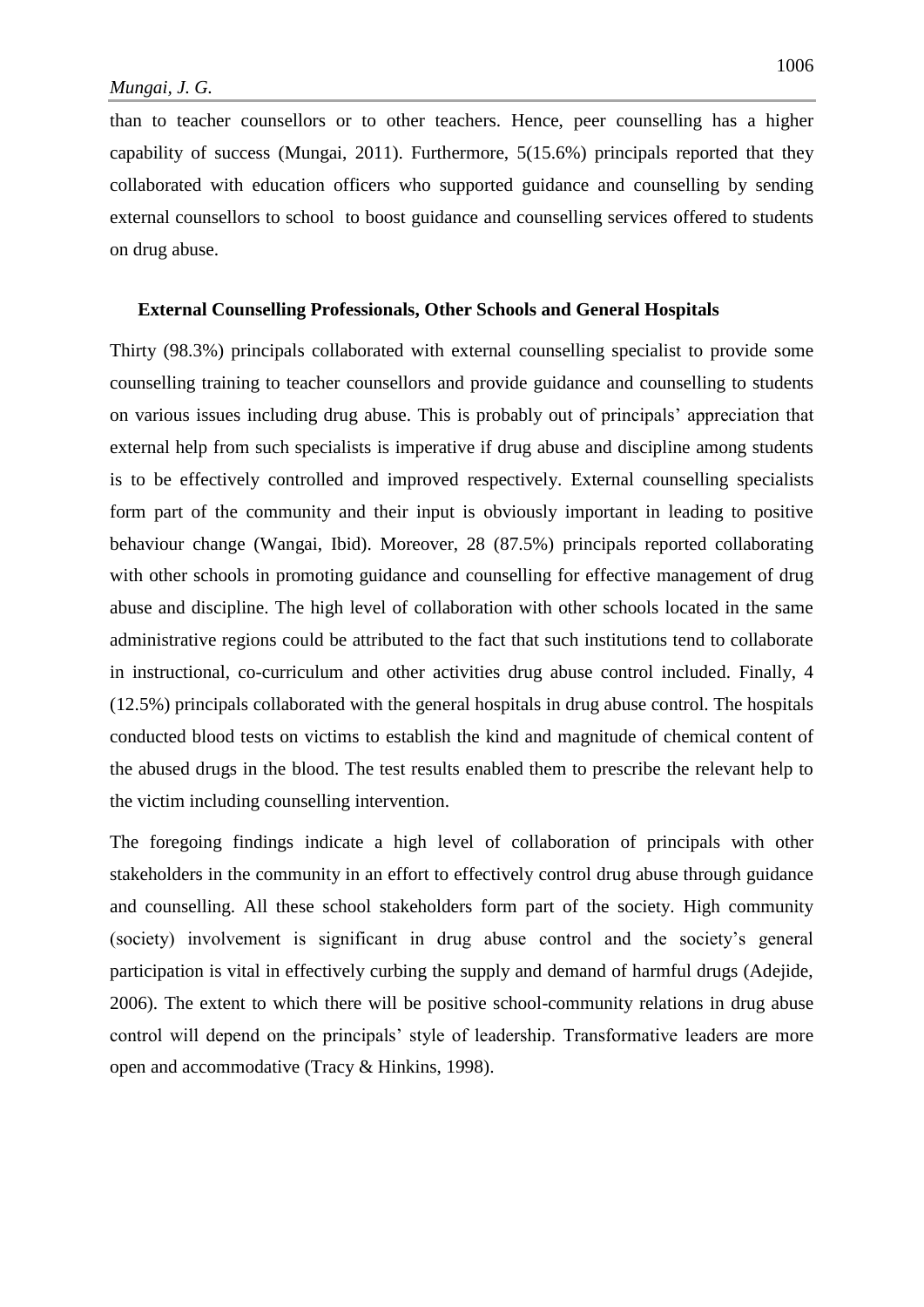than to teacher counsellors or to other teachers. Hence, peer counselling has a higher capability of success (Mungai, 2011). Furthermore, 5(15.6%) principals reported that they collaborated with education officers who supported guidance and counselling by sending external counsellors to school to boost guidance and counselling services offered to students on drug abuse.

### External Counselling Professionals, Other Schools and General Hospitals

Thirty (98.3%) principals collaborated with external counselling specialist to provide some counselling training to teacher counsellors and provide guidance and counselling to students on various issues including drug abuse. This is probably out of principals' appreciation that external help from such specialists is imperative if drug abuse and discipline among students is to be effectively controlled and improved respectively. External counselling specialists form part of the community and their input is obviously important in leading to positive behaviour change (Wangai, Ibid). Moreover, 28 (87.5%) principals reported collaborating with other schools in promoting guidance and counselling for effective management of drug abuse and discipline. The high level of collaboration with other schools located in the same administrative regions could be attributed to the fact that such institutions tend to collaborate in instructional, co-curriculum and other activities drug abuse control included. Finally, 4 (12.5%) principals collaborated with the general hospitals in drug abuse control. The hospitals conducted blood tests on victims to establish the kind and magnitude of chemical content of the abused drugs in the blood. The test results enabled them to prescribe the relevant help to the victim including counselling intervention.

The foregoing findings indicate a high level of collaboration of principals with other stakeholders in the community in an effort to effectively control drug abuse through guidance and counselling. All these school stakeholders form part of the society. High community (society) involvement is significant in drug abuse control and the society's general participation is vital in effectively curbing the supply and demand of harmful drugs (Adejide, 2006). The extent to which there will be positive school-community relations in drug abuse control will depend on the principals' style of leadership. Transformative leaders are more open and accommodative (Tracy & Hinkins, 1998).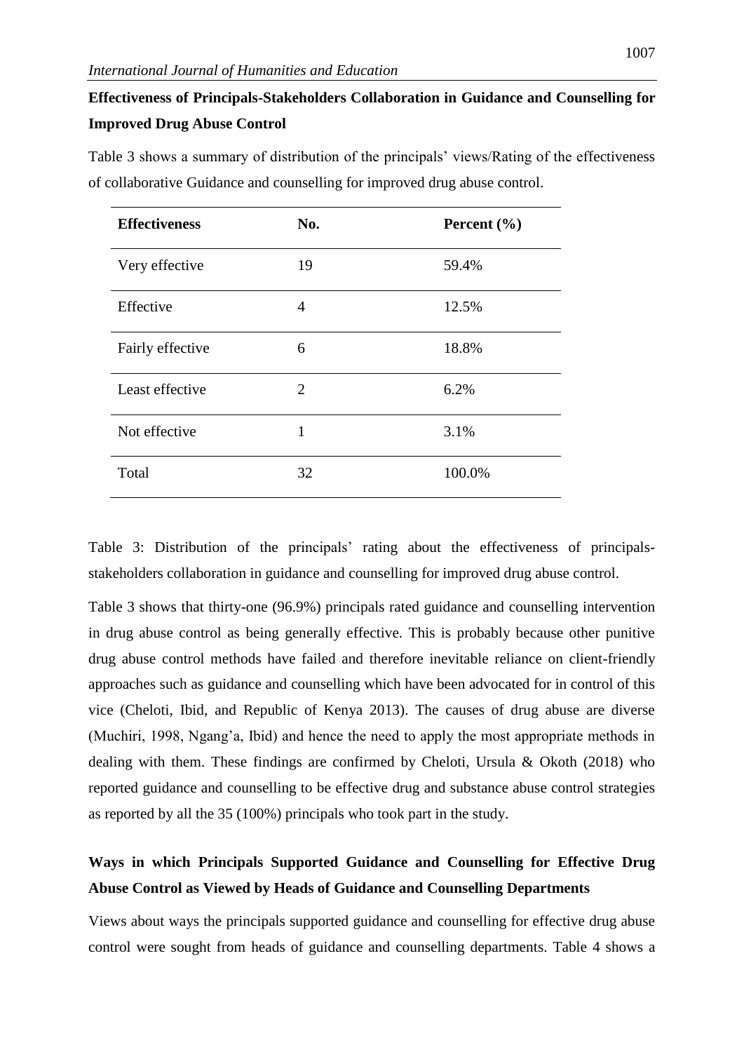**Effectiveness of Principals-Stakeholders Collaboration in Guidance and Counselling for Improved Drug Abuse Control**

Table 3 shows a summary of distribution of the principals' views/Rating of the effectiveness of collaborative Guidance and counselling for improved drug abuse control.

| Effectiveness | No. | Percent (%) |
|---|---|---|
| Very effective | 19 | 59.4% |
| Effective | 4 | 12.5% |
| Fairly effective | 6 | 18.8% |
| Least effective | 2 | 6.2% |
| Not effective | 1 | 3.1% |
| Total | 32 | 100.0% |

Table 3: Distribution of the principals' rating about the effectiveness of principals-stakeholders collaboration in guidance and counselling for improved drug abuse control.

Table 3 shows that thirty-one (96.9%) principals rated guidance and counselling intervention in drug abuse control as being generally effective. This is probably because other punitive drug abuse control methods have failed and therefore inevitable reliance on client-friendly approaches such as guidance and counselling which have been advocated for in control of this vice (Cheloti, Ibid, and Republic of Kenya 2013). The causes of drug abuse are diverse (Muchiri, 1998, Ngang'a, Ibid) and hence the need to apply the most appropriate methods in dealing with them. These findings are confirmed by Cheloti, Ursula & Okoth (2018) who reported guidance and counselling to be effective drug and substance abuse control strategies as reported by all the 35 (100%) principals who took part in the study.

**Ways in which Principals Supported Guidance and Counselling for Effective Drug Abuse Control as Viewed by Heads of Guidance and Counselling Departments**

Views about ways the principals supported guidance and counselling for effective drug abuse control were sought from heads of guidance and counselling departments. Table 4 shows a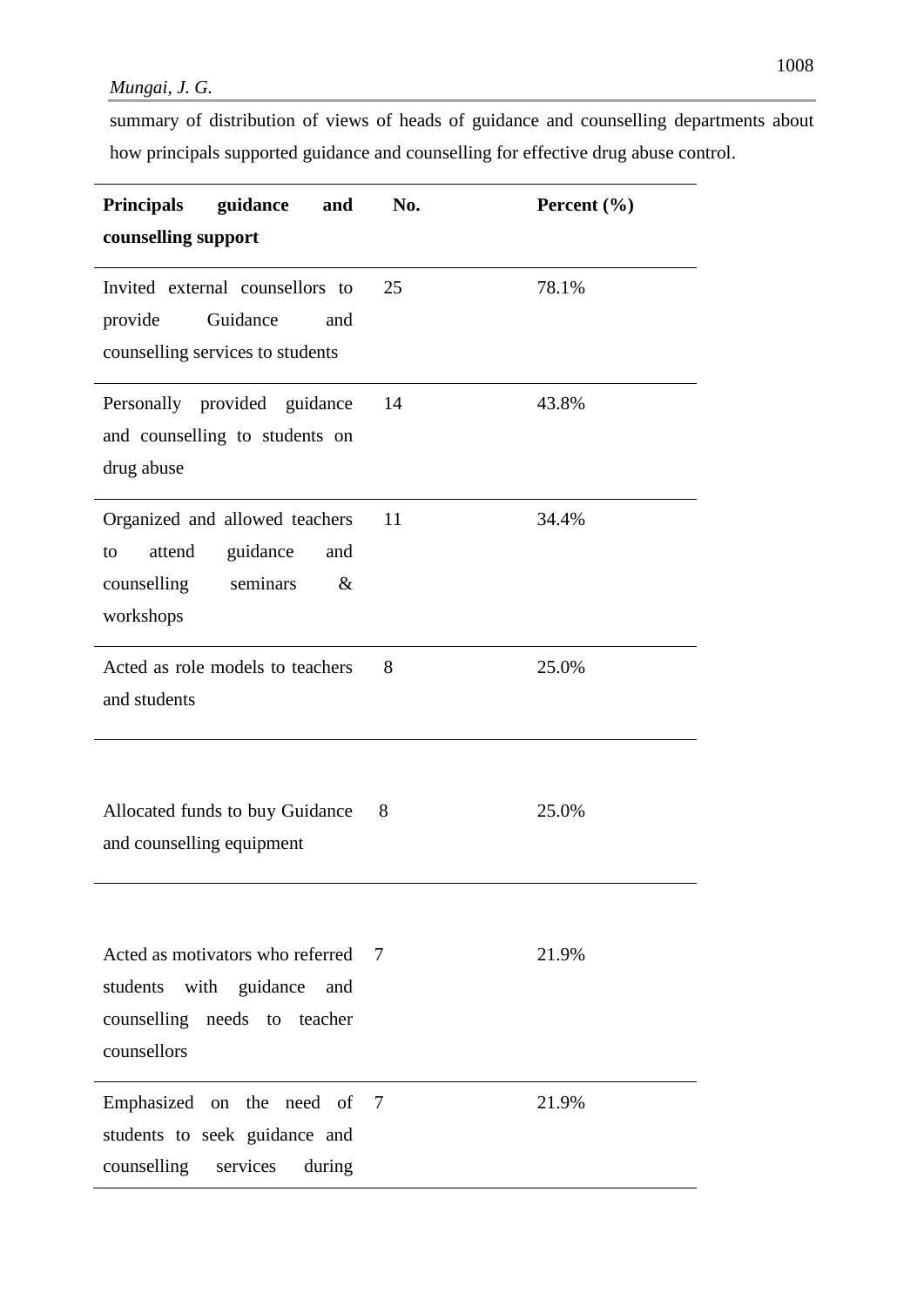summary of distribution of views of heads of guidance and counselling departments about how principals supported guidance and counselling for effective drug abuse control.

| Principals guidance and counselling support | No. | Percent (%) |
|---|---|---|
| Invited external counsellors to provide Guidance and counselling services to students | 25 | 78.1% |
| Personally provided guidance and counselling to students on drug abuse | 14 | 43.8% |
| Organized and allowed teachers to attend guidance and counselling seminars & workshops | 11 | 34.4% |
| Acted as role models to teachers and students | 8 | 25.0% |
| Allocated funds to buy Guidance and counselling equipment | 8 | 25.0% |
| Acted as motivators who referred students with guidance and counselling needs to teacher counsellors | 7 | 21.9% |
| Emphasized on the need of students to seek guidance and counselling services during | 7 | 21.9% |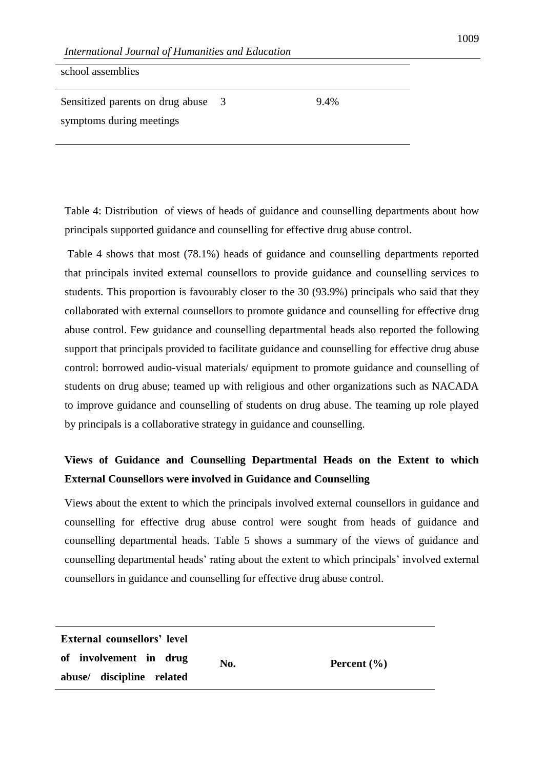| | | |
|---|---|---|
| school assemblies | | |
| Sensitized parents on drug abuse symptoms during meetings | 3 | 9.4% |

Table 4: Distribution of views of heads of guidance and counselling departments about how principals supported guidance and counselling for effective drug abuse control.

Table 4 shows that most (78.1%) heads of guidance and counselling departments reported that principals invited external counsellors to provide guidance and counselling services to students. This proportion is favourably closer to the 30 (93.9%) principals who said that they collaborated with external counsellors to promote guidance and counselling for effective drug abuse control. Few guidance and counselling departmental heads also reported the following support that principals provided to facilitate guidance and counselling for effective drug abuse control: borrowed audio-visual materials/ equipment to promote guidance and counselling of students on drug abuse; teamed up with religious and other organizations such as NACADA to improve guidance and counselling of students on drug abuse. The teaming up role played by principals is a collaborative strategy in guidance and counselling.

**Views of Guidance and Counselling Departmental Heads on the Extent to which External Counsellors were involved in Guidance and Counselling**

Views about the extent to which the principals involved external counsellors in guidance and counselling for effective drug abuse control were sought from heads of guidance and counselling departmental heads. Table 5 shows a summary of the views of guidance and counselling departmental heads' rating about the extent to which principals' involved external counsellors in guidance and counselling for effective drug abuse control.

| External counsellors' level of involvement in drug abuse/ discipline related | No. | Percent (%) |
|---|---|---|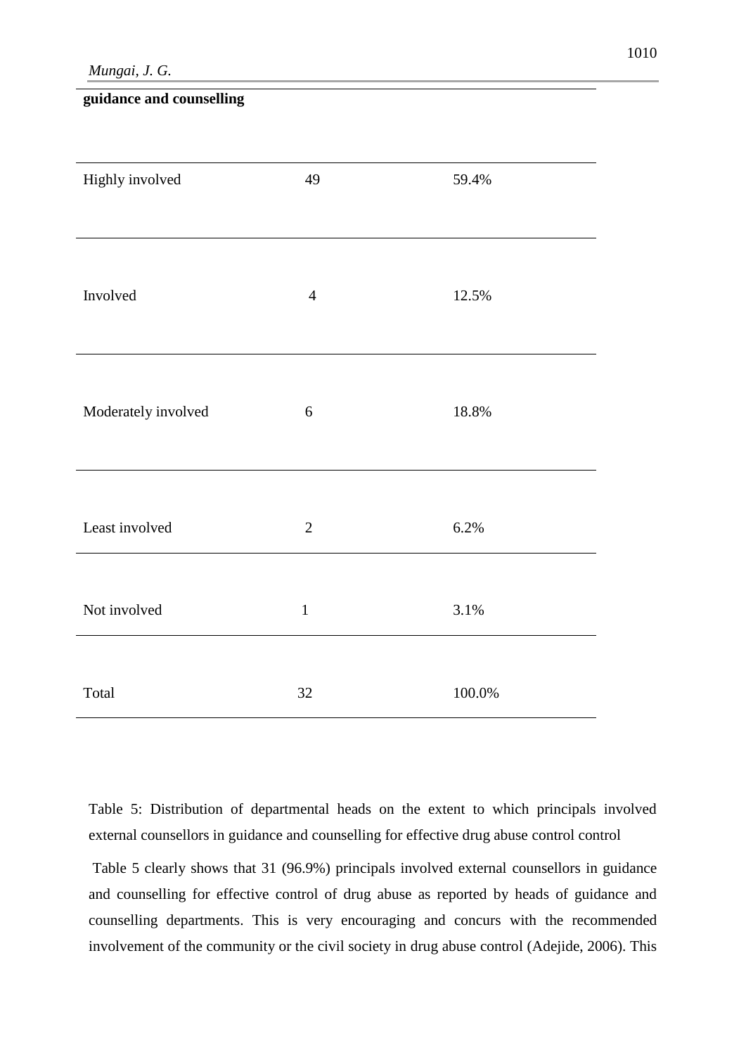| guidance and counselling | | |
|---|---|---|
| Highly involved | 49 | 59.4% |
| Involved | 4 | 12.5% |
| Moderately involved | 6 | 18.8% |
| Least involved | 2 | 6.2% |
| Not involved | 1 | 3.1% |
| Total | 32 | 100.0% |

Table 5: Distribution of departmental heads on the extent to which principals involved external counsellors in guidance and counselling for effective drug abuse control control

Table 5 clearly shows that 31 (96.9%) principals involved external counsellors in guidance and counselling for effective control of drug abuse as reported by heads of guidance and counselling departments. This is very encouraging and concurs with the recommended involvement of the community or the civil society in drug abuse control (Adejide, 2006). This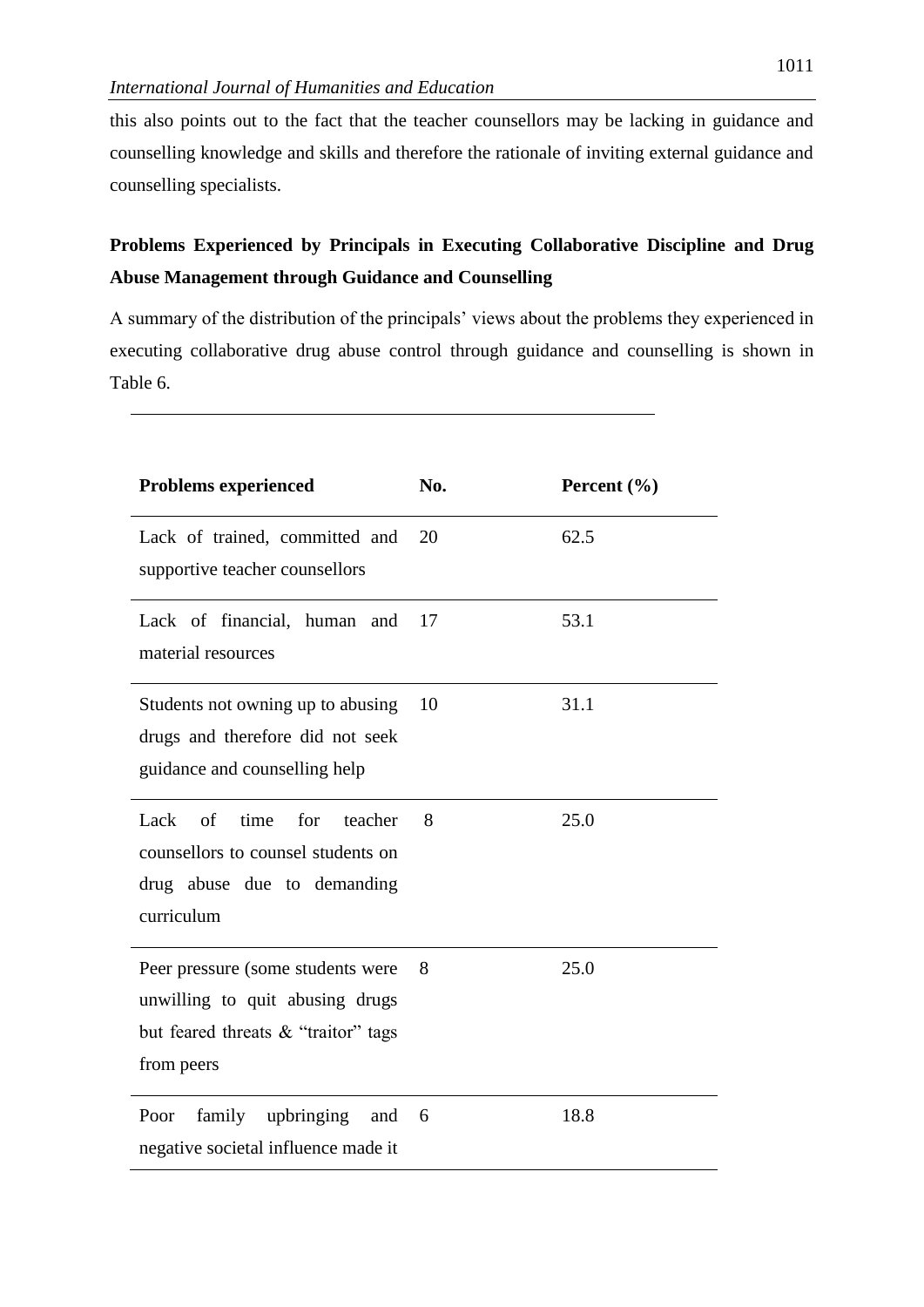this also points out to the fact that the teacher counsellors may be lacking in guidance and counselling knowledge and skills and therefore the rationale of inviting external guidance and counselling specialists.

**Problems Experienced by Principals in Executing Collaborative Discipline and Drug Abuse Management through Guidance and Counselling**

A summary of the distribution of the principals' views about the problems they experienced in executing collaborative drug abuse control through guidance and counselling is shown in Table 6.

| Problems experienced | No. | Percent (%) |
|---|---|---|
| Lack of trained, committed and supportive teacher counsellors | 20 | 62.5 |
| Lack of financial, human and material resources | 17 | 53.1 |
| Students not owning up to abusing drugs and therefore did not seek guidance and counselling help | 10 | 31.1 |
| Lack of time for teacher counsellors to counsel students on drug abuse due to demanding curriculum | 8 | 25.0 |
| Peer pressure (some students were unwilling to quit abusing drugs but feared threats & "traitor" tags from peers | 8 | 25.0 |
| Poor family upbringing and negative societal influence made it | 6 | 18.8 |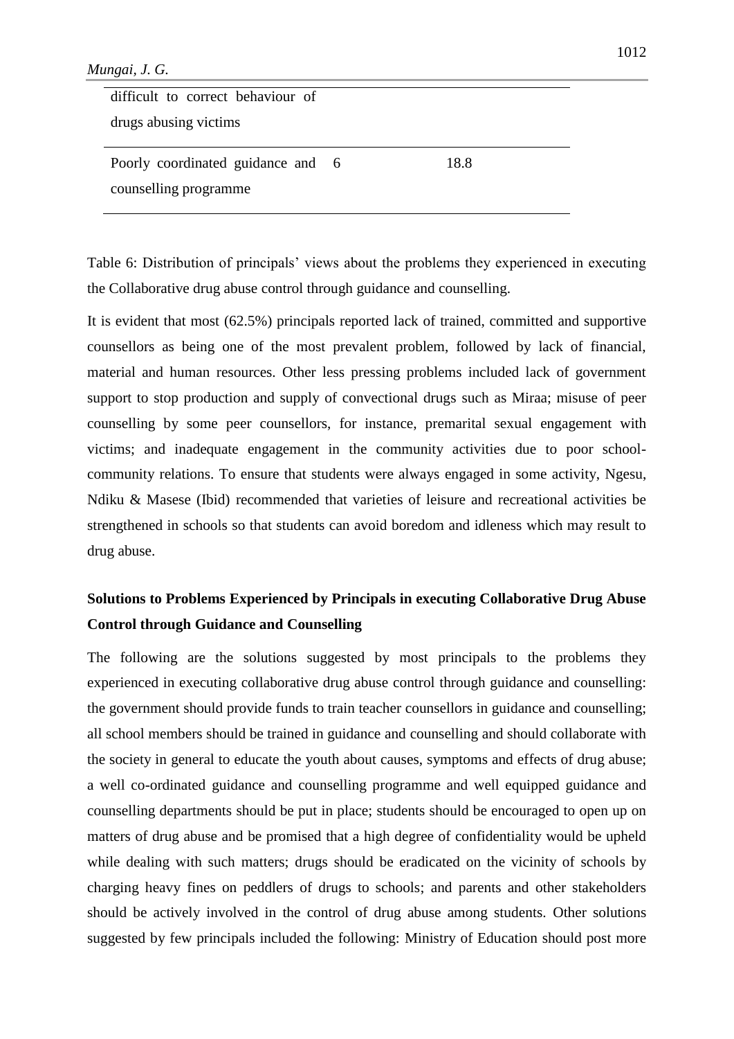| | | |
|---|---|---|
| difficult to correct behaviour of drugs abusing victims | | |
| Poorly coordinated guidance and counselling programme | 6 | 18.8 |

Table 6: Distribution of principals' views about the problems they experienced in executing the Collaborative drug abuse control through guidance and counselling.

It is evident that most (62.5%) principals reported lack of trained, committed and supportive counsellors as being one of the most prevalent problem, followed by lack of financial, material and human resources. Other less pressing problems included lack of government support to stop production and supply of convectional drugs such as Miraa; misuse of peer counselling by some peer counsellors, for instance, premarital sexual engagement with victims; and inadequate engagement in the community activities due to poor school-community relations. To ensure that students were always engaged in some activity, Ngesu, Ndiku & Masese (Ibid) recommended that varieties of leisure and recreational activities be strengthened in schools so that students can avoid boredom and idleness which may result to drug abuse.

**Solutions to Problems Experienced by Principals in executing Collaborative Drug Abuse Control through Guidance and Counselling**

The following are the solutions suggested by most principals to the problems they experienced in executing collaborative drug abuse control through guidance and counselling: the government should provide funds to train teacher counsellors in guidance and counselling; all school members should be trained in guidance and counselling and should collaborate with the society in general to educate the youth about causes, symptoms and effects of drug abuse; a well co-ordinated guidance and counselling programme and well equipped guidance and counselling departments should be put in place; students should be encouraged to open up on matters of drug abuse and be promised that a high degree of confidentiality would be upheld while dealing with such matters; drugs should be eradicated on the vicinity of schools by charging heavy fines on peddlers of drugs to schools; and parents and other stakeholders should be actively involved in the control of drug abuse among students. Other solutions suggested by few principals included the following: Ministry of Education should post more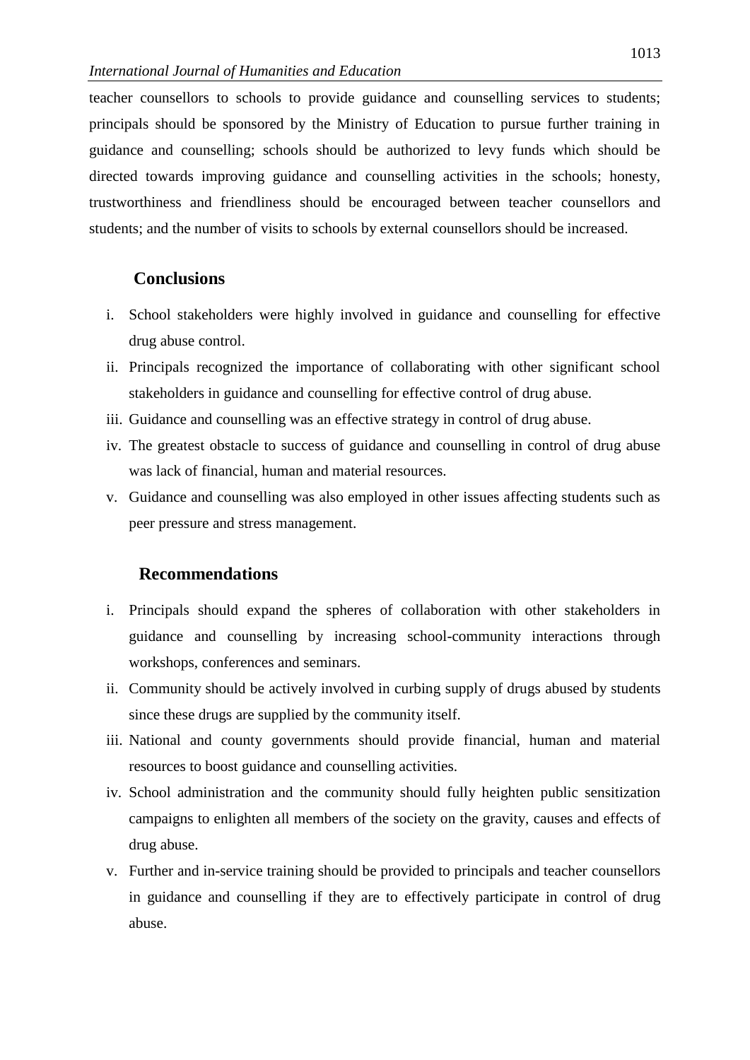teacher counsellors to schools to provide guidance and counselling services to students; principals should be sponsored by the Ministry of Education to pursue further training in guidance and counselling; schools should be authorized to levy funds which should be directed towards improving guidance and counselling activities in the schools; honesty, trustworthiness and friendliness should be encouraged between teacher counsellors and students; and the number of visits to schools by external counsellors should be increased.

## Conclusions

i. School stakeholders were highly involved in guidance and counselling for effective drug abuse control.
ii. Principals recognized the importance of collaborating with other significant school stakeholders in guidance and counselling for effective control of drug abuse.
iii. Guidance and counselling was an effective strategy in control of drug abuse.
iv. The greatest obstacle to success of guidance and counselling in control of drug abuse was lack of financial, human and material resources.
v. Guidance and counselling was also employed in other issues affecting students such as peer pressure and stress management.

## Recommendations

i. Principals should expand the spheres of collaboration with other stakeholders in guidance and counselling by increasing school-community interactions through workshops, conferences and seminars.
ii. Community should be actively involved in curbing supply of drugs abused by students since these drugs are supplied by the community itself.
iii. National and county governments should provide financial, human and material resources to boost guidance and counselling activities.
iv. School administration and the community should fully heighten public sensitization campaigns to enlighten all members of the society on the gravity, causes and effects of drug abuse.
v. Further and in-service training should be provided to principals and teacher counsellors in guidance and counselling if they are to effectively participate in control of drug abuse.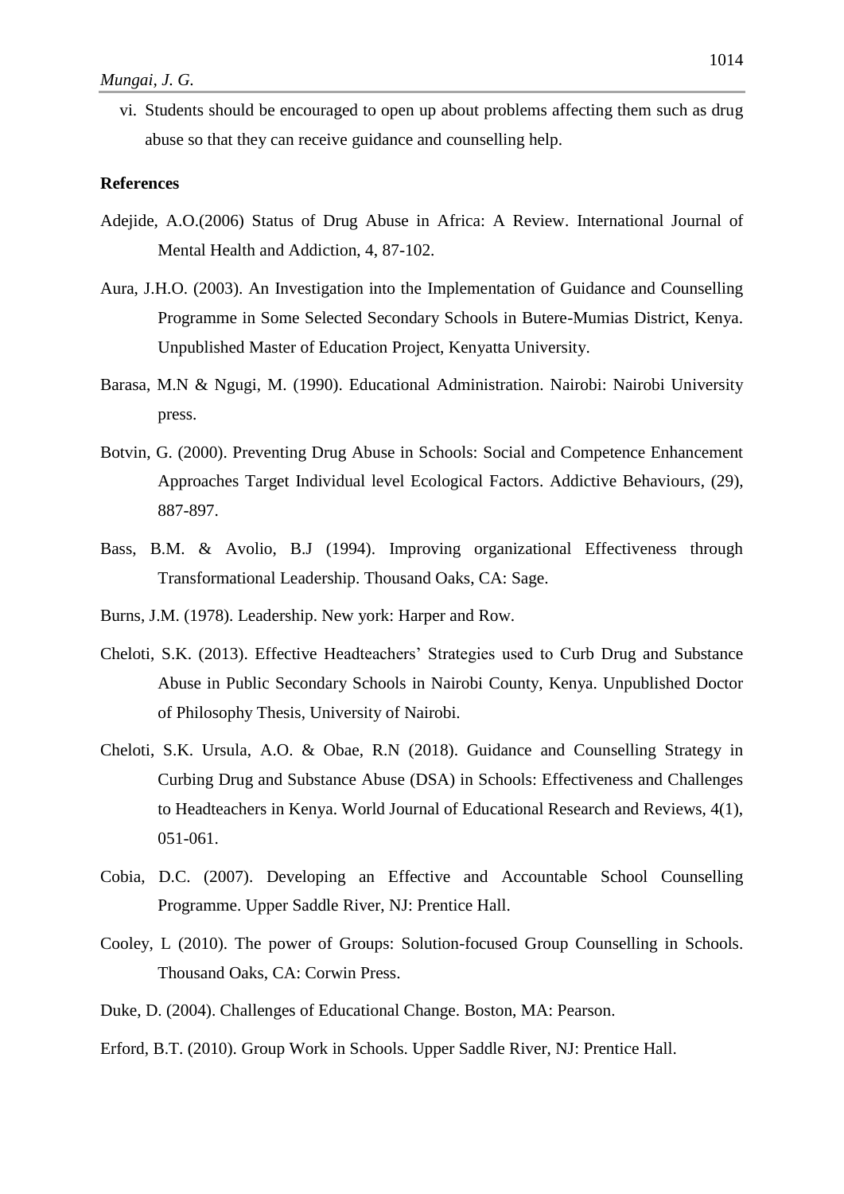vi. Students should be encouraged to open up about problems affecting them such as drug abuse so that they can receive guidance and counselling help.

**References**

Adejide, A.O.(2006) Status of Drug Abuse in Africa: A Review. International Journal of Mental Health and Addiction, 4, 87-102.

Aura, J.H.O. (2003). An Investigation into the Implementation of Guidance and Counselling Programme in Some Selected Secondary Schools in Butere-Mumias District, Kenya. Unpublished Master of Education Project, Kenyatta University.

Barasa, M.N & Ngugi, M. (1990). Educational Administration. Nairobi: Nairobi University press.

Botvin, G. (2000). Preventing Drug Abuse in Schools: Social and Competence Enhancement Approaches Target Individual level Ecological Factors. Addictive Behaviours, (29), 887-897.

Bass, B.M. & Avolio, B.J (1994). Improving organizational Effectiveness through Transformational Leadership. Thousand Oaks, CA: Sage.

Burns, J.M. (1978). Leadership. New york: Harper and Row.

Cheloti, S.K. (2013). Effective Headteachers' Strategies used to Curb Drug and Substance Abuse in Public Secondary Schools in Nairobi County, Kenya. Unpublished Doctor of Philosophy Thesis, University of Nairobi.

Cheloti, S.K. Ursula, A.O. & Obae, R.N (2018). Guidance and Counselling Strategy in Curbing Drug and Substance Abuse (DSA) in Schools: Effectiveness and Challenges to Headteachers in Kenya. World Journal of Educational Research and Reviews, 4(1), 051-061.

Cobia, D.C. (2007). Developing an Effective and Accountable School Counselling Programme. Upper Saddle River, NJ: Prentice Hall.

Cooley, L (2010). The power of Groups: Solution-focused Group Counselling in Schools. Thousand Oaks, CA: Corwin Press.

Duke, D. (2004). Challenges of Educational Change. Boston, MA: Pearson.

Erford, B.T. (2010). Group Work in Schools. Upper Saddle River, NJ: Prentice Hall.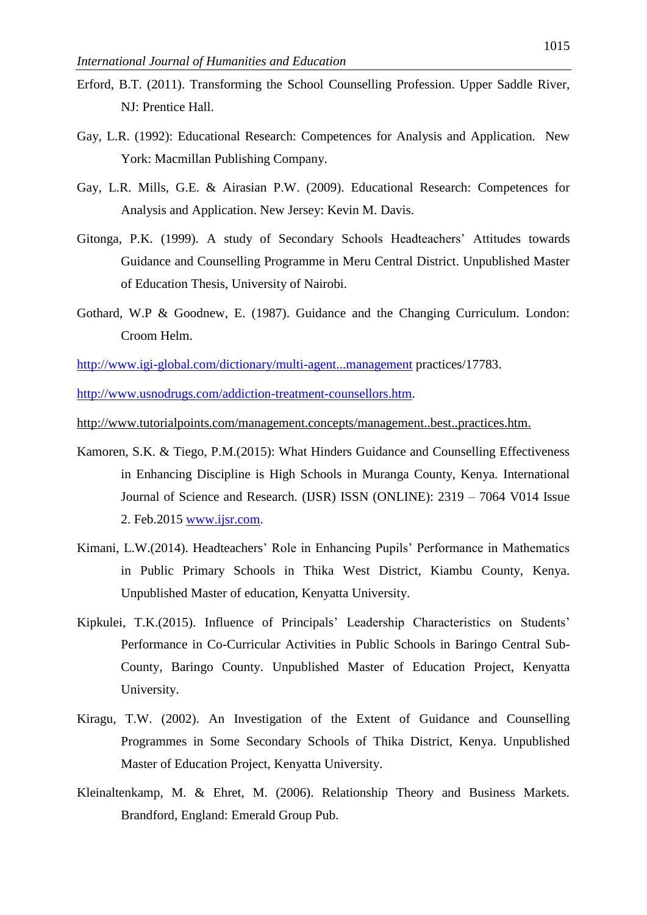Erford, B.T. (2011). Transforming the School Counselling Profession. Upper Saddle River, NJ: Prentice Hall.

Gay, L.R. (1992): Educational Research: Competences for Analysis and Application. New York: Macmillan Publishing Company.

Gay, L.R. Mills, G.E. & Airasian P.W. (2009). Educational Research: Competences for Analysis and Application. New Jersey: Kevin M. Davis.

Gitonga, P.K. (1999). A study of Secondary Schools Headteachers' Attitudes towards Guidance and Counselling Programme in Meru Central District. Unpublished Master of Education Thesis, University of Nairobi.

Gothard, W.P & Goodnew, E. (1987). Guidance and the Changing Curriculum. London: Croom Helm.

http://www.igi-global.com/dictionary/multi-agent...management practices/17783.

http://www.usnodrugs.com/addiction-treatment-counsellors.htm.

http://www.tutorialpoints.com/management.concepts/management..best..practices.htm.

Kamoren, S.K. & Tiego, P.M.(2015): What Hinders Guidance and Counselling Effectiveness in Enhancing Discipline is High Schools in Muranga County, Kenya. International Journal of Science and Research. (IJSR) ISSN (ONLINE): 2319 – 7064 V014 Issue 2. Feb.2015 www.ijsr.com.

Kimani, L.W.(2014). Headteachers' Role in Enhancing Pupils' Performance in Mathematics in Public Primary Schools in Thika West District, Kiambu County, Kenya. Unpublished Master of education, Kenyatta University.

Kipkulei, T.K.(2015). Influence of Principals' Leadership Characteristics on Students' Performance in Co-Curricular Activities in Public Schools in Baringo Central Sub-County, Baringo County. Unpublished Master of Education Project, Kenyatta University.

Kiragu, T.W. (2002). An Investigation of the Extent of Guidance and Counselling Programmes in Some Secondary Schools of Thika District, Kenya. Unpublished Master of Education Project, Kenyatta University.

Kleinaltenkamp, M. & Ehret, M. (2006). Relationship Theory and Business Markets. Brandford, England: Emerald Group Pub.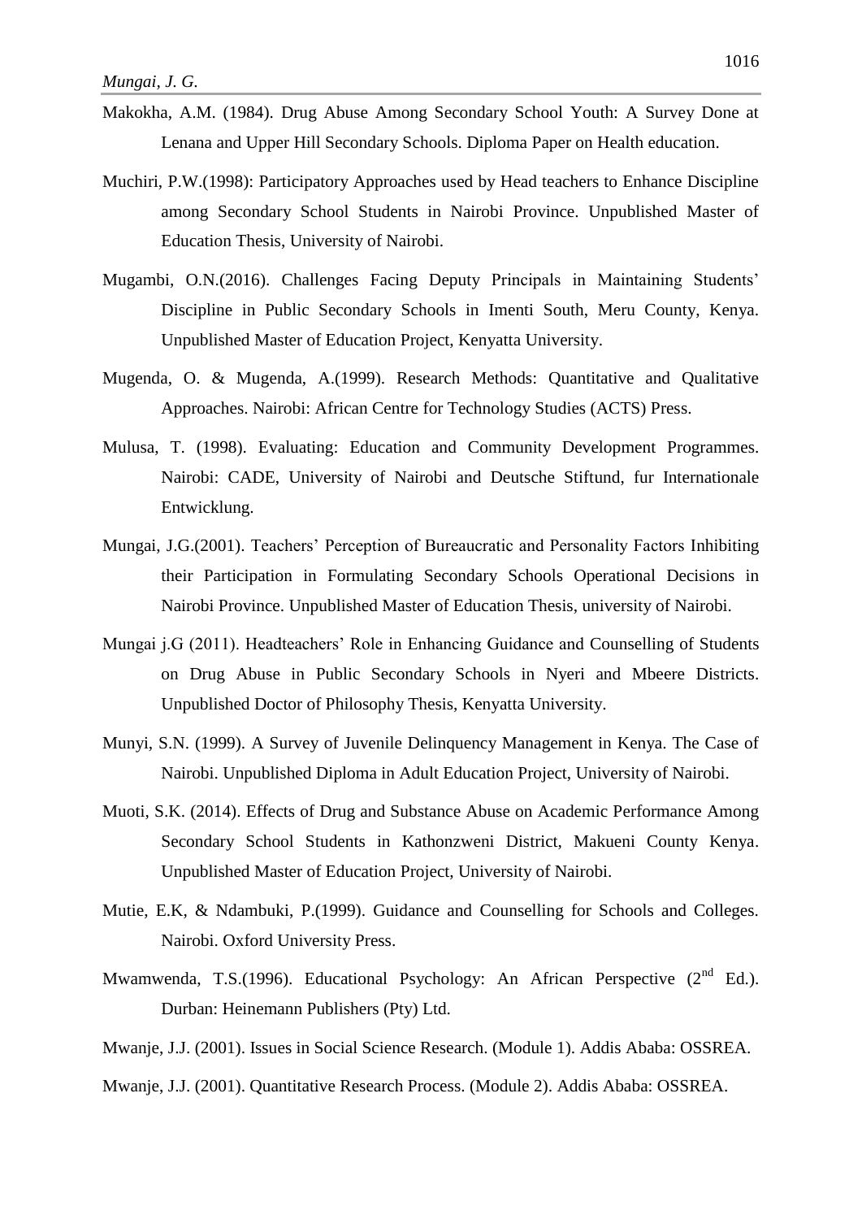Makokha, A.M. (1984). Drug Abuse Among Secondary School Youth: A Survey Done at Lenana and Upper Hill Secondary Schools. Diploma Paper on Health education.

Muchiri, P.W.(1998): Participatory Approaches used by Head teachers to Enhance Discipline among Secondary School Students in Nairobi Province. Unpublished Master of Education Thesis, University of Nairobi.

Mugambi, O.N.(2016). Challenges Facing Deputy Principals in Maintaining Students' Discipline in Public Secondary Schools in Imenti South, Meru County, Kenya. Unpublished Master of Education Project, Kenyatta University.

Mugenda, O. & Mugenda, A.(1999). Research Methods: Quantitative and Qualitative Approaches. Nairobi: African Centre for Technology Studies (ACTS) Press.

Mulusa, T. (1998). Evaluating: Education and Community Development Programmes. Nairobi: CADE, University of Nairobi and Deutsche Stiftund, fur Internationale Entwicklung.

Mungai, J.G.(2001). Teachers' Perception of Bureaucratic and Personality Factors Inhibiting their Participation in Formulating Secondary Schools Operational Decisions in Nairobi Province. Unpublished Master of Education Thesis, university of Nairobi.

Mungai j.G (2011). Headteachers' Role in Enhancing Guidance and Counselling of Students on Drug Abuse in Public Secondary Schools in Nyeri and Mbeere Districts. Unpublished Doctor of Philosophy Thesis, Kenyatta University.

Munyi, S.N. (1999). A Survey of Juvenile Delinquency Management in Kenya. The Case of Nairobi. Unpublished Diploma in Adult Education Project, University of Nairobi.

Muoti, S.K. (2014). Effects of Drug and Substance Abuse on Academic Performance Among Secondary School Students in Kathonzweni District, Makueni County Kenya. Unpublished Master of Education Project, University of Nairobi.

Mutie, E.K, & Ndambuki, P.(1999). Guidance and Counselling for Schools and Colleges. Nairobi. Oxford University Press.

Mwamwenda, T.S.(1996). Educational Psychology: An African Perspective (2nd Ed.). Durban: Heinemann Publishers (Pty) Ltd.

Mwanje, J.J. (2001). Issues in Social Science Research. (Module 1). Addis Ababa: OSSREA.

Mwanje, J.J. (2001). Quantitative Research Process. (Module 2). Addis Ababa: OSSREA.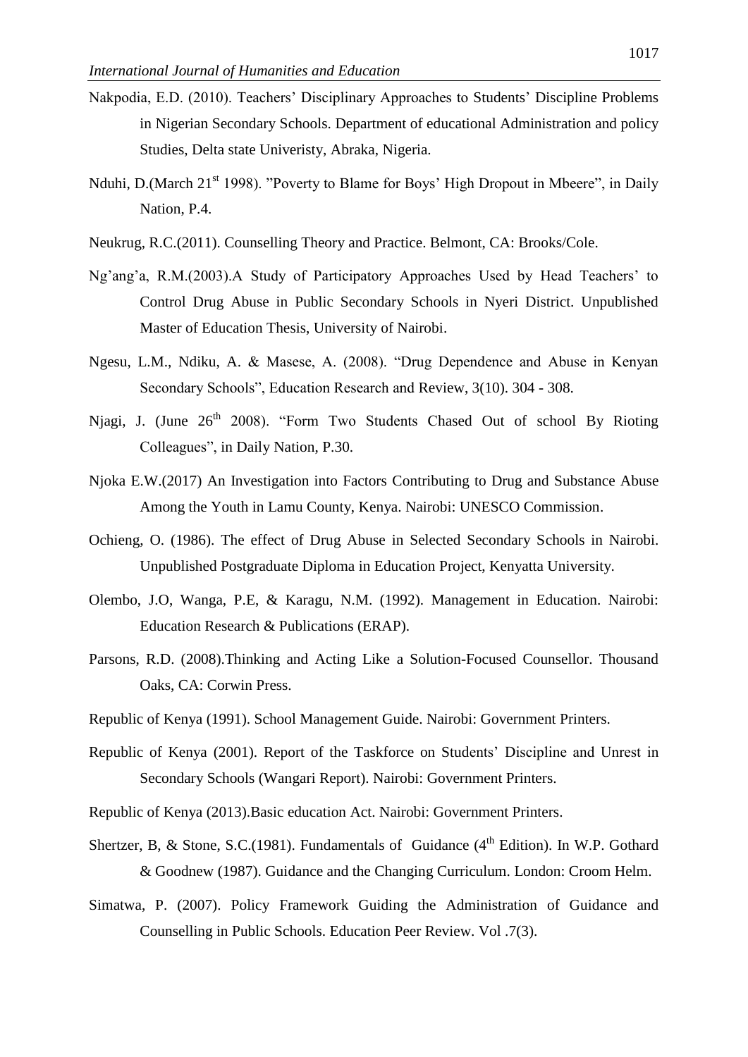Nakpodia, E.D. (2010). Teachers' Disciplinary Approaches to Students' Discipline Problems in Nigerian Secondary Schools. Department of educational Administration and policy Studies, Delta state Univeristy, Abraka, Nigeria.

Nduhi, D.(March 21st 1998). "Poverty to Blame for Boys' High Dropout in Mbeere", in Daily Nation, P.4.

Neukrug, R.C.(2011). Counselling Theory and Practice. Belmont, CA: Brooks/Cole.

Ng'ang'a, R.M.(2003).A Study of Participatory Approaches Used by Head Teachers' to Control Drug Abuse in Public Secondary Schools in Nyeri District. Unpublished Master of Education Thesis, University of Nairobi.

Ngesu, L.M., Ndiku, A. & Masese, A. (2008). "Drug Dependence and Abuse in Kenyan Secondary Schools", Education Research and Review, 3(10). 304 - 308.

Njagi, J. (June 26th 2008). "Form Two Students Chased Out of school By Rioting Colleagues", in Daily Nation, P.30.

Njoka E.W.(2017) An Investigation into Factors Contributing to Drug and Substance Abuse Among the Youth in Lamu County, Kenya. Nairobi: UNESCO Commission.

Ochieng, O. (1986). The effect of Drug Abuse in Selected Secondary Schools in Nairobi. Unpublished Postgraduate Diploma in Education Project, Kenyatta University.

Olembo, J.O, Wanga, P.E, & Karagu, N.M. (1992). Management in Education. Nairobi: Education Research & Publications (ERAP).

Parsons, R.D. (2008).Thinking and Acting Like a Solution-Focused Counsellor. Thousand Oaks, CA: Corwin Press.

Republic of Kenya (1991). School Management Guide. Nairobi: Government Printers.

Republic of Kenya (2001). Report of the Taskforce on Students' Discipline and Unrest in Secondary Schools (Wangari Report). Nairobi: Government Printers.

Republic of Kenya (2013).Basic education Act. Nairobi: Government Printers.

Shertzer, B, & Stone, S.C.(1981). Fundamentals of Guidance (4th Edition). In W.P. Gothard & Goodnew (1987). Guidance and the Changing Curriculum. London: Croom Helm.

Simatwa, P. (2007). Policy Framework Guiding the Administration of Guidance and Counselling in Public Schools. Education Peer Review. Vol .7(3).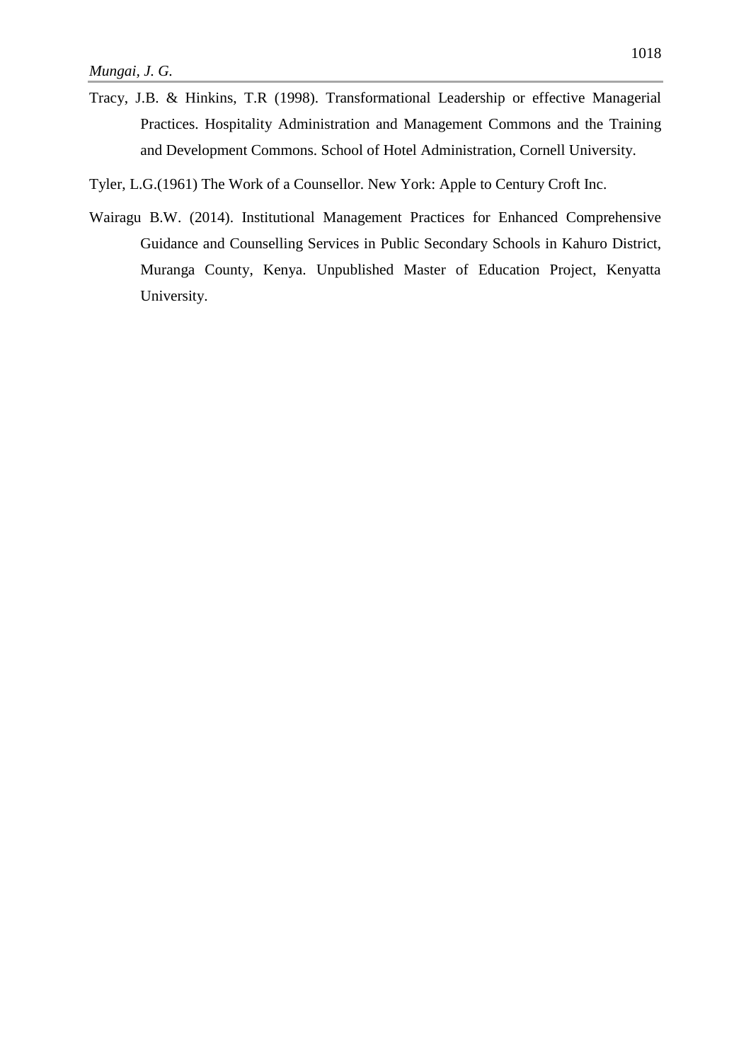Tracy, J.B. & Hinkins, T.R (1998). Transformational Leadership or effective Managerial Practices. Hospitality Administration and Management Commons and the Training and Development Commons. School of Hotel Administration, Cornell University.

Tyler, L.G.(1961) The Work of a Counsellor. New York: Apple to Century Croft Inc.

Wairagu B.W. (2014). Institutional Management Practices for Enhanced Comprehensive Guidance and Counselling Services in Public Secondary Schools in Kahuro District, Muranga County, Kenya. Unpublished Master of Education Project, Kenyatta University.